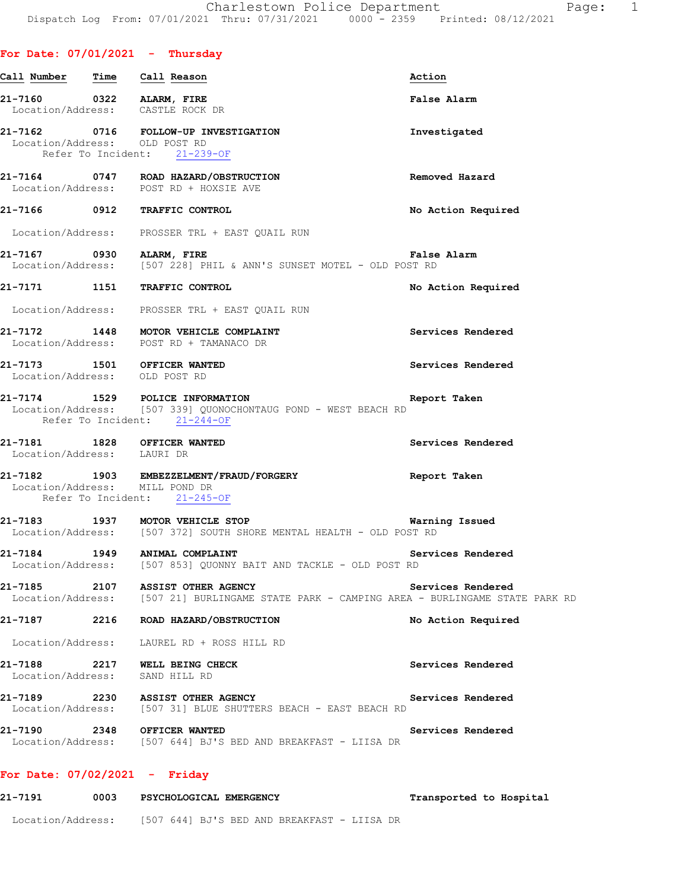**For Date: 07/01/2021 - Thursday**

| Call Number | Time | Call Reason | Action |
|---|---|---|---|
| 21-7160 | 0322 | ALARM, FIRE | False Alarm |
| | | Location/Address: CASTLE ROCK DR | |
| 21-7162 | 0716 | FOLLOW-UP INVESTIGATION | Investigated |
| | | Location/Address: OLD POST RD | |
| | | Refer To Incident: 21-239-OF | |
| 21-7164 | 0747 | ROAD HAZARD/OBSTRUCTION | Removed Hazard |
| | | Location/Address: POST RD + HOXSIE AVE | |
| 21-7166 | 0912 | TRAFFIC CONTROL | No Action Required |
| | | Location/Address: PROSSER TRL + EAST QUAIL RUN | |
| 21-7167 | 0930 | ALARM, FIRE | False Alarm |
| | | Location/Address: [507 228] PHIL & ANN'S SUNSET MOTEL - OLD POST RD | |
| 21-7171 | 1151 | TRAFFIC CONTROL | No Action Required |
| | | Location/Address: PROSSER TRL + EAST QUAIL RUN | |
| 21-7172 | 1448 | MOTOR VEHICLE COMPLAINT | Services Rendered |
| | | Location/Address: POST RD + TAMANACO DR | |
| 21-7173 | 1501 | OFFICER WANTED | Services Rendered |
| | | Location/Address: OLD POST RD | |
| 21-7174 | 1529 | POLICE INFORMATION | Report Taken |
| | | Location/Address: [507 339] QUONOCHONTAUG POND - WEST BEACH RD | |
| | | Refer To Incident: 21-244-OF | |
| 21-7181 | 1828 | OFFICER WANTED | Services Rendered |
| | | Location/Address: LAURI DR | |
| 21-7182 | 1903 | EMBEZZELMENT/FRAUD/FORGERY | Report Taken |
| | | Location/Address: MILL POND DR | |
| | | Refer To Incident: 21-245-OF | |
| 21-7183 | 1937 | MOTOR VEHICLE STOP | Warning Issued |
| | | Location/Address: [507 372] SOUTH SHORE MENTAL HEALTH - OLD POST RD | |
| 21-7184 | 1949 | ANIMAL COMPLAINT | Services Rendered |
| | | Location/Address: [507 853] QUONNY BAIT AND TACKLE - OLD POST RD | |
| 21-7185 | 2107 | ASSIST OTHER AGENCY | Services Rendered |
| | | Location/Address: [507 21] BURLINGAME STATE PARK - CAMPING AREA - BURLINGAME STATE PARK RD | |
| 21-7187 | 2216 | ROAD HAZARD/OBSTRUCTION | No Action Required |
| | | Location/Address: LAUREL RD + ROSS HILL RD | |
| 21-7188 | 2217 | WELL BEING CHECK | Services Rendered |
| | | Location/Address: SAND HILL RD | |
| 21-7189 | 2230 | ASSIST OTHER AGENCY | Services Rendered |
| | | Location/Address: [507 31] BLUE SHUTTERS BEACH - EAST BEACH RD | |
| 21-7190 | 2348 | OFFICER WANTED | Services Rendered |
| | | Location/Address: [507 644] BJ'S BED AND BREAKFAST - LIISA DR | |

**For Date: 07/02/2021 - Friday**

| Call Number | Time | Call Reason | Action |
|---|---|---|---|
| 21-7191 | 0003 | PSYCHOLOGICAL EMERGENCY | Transported to Hospital |
| | | Location/Address: [507 644] BJ'S BED AND BREAKFAST - LIISA DR | |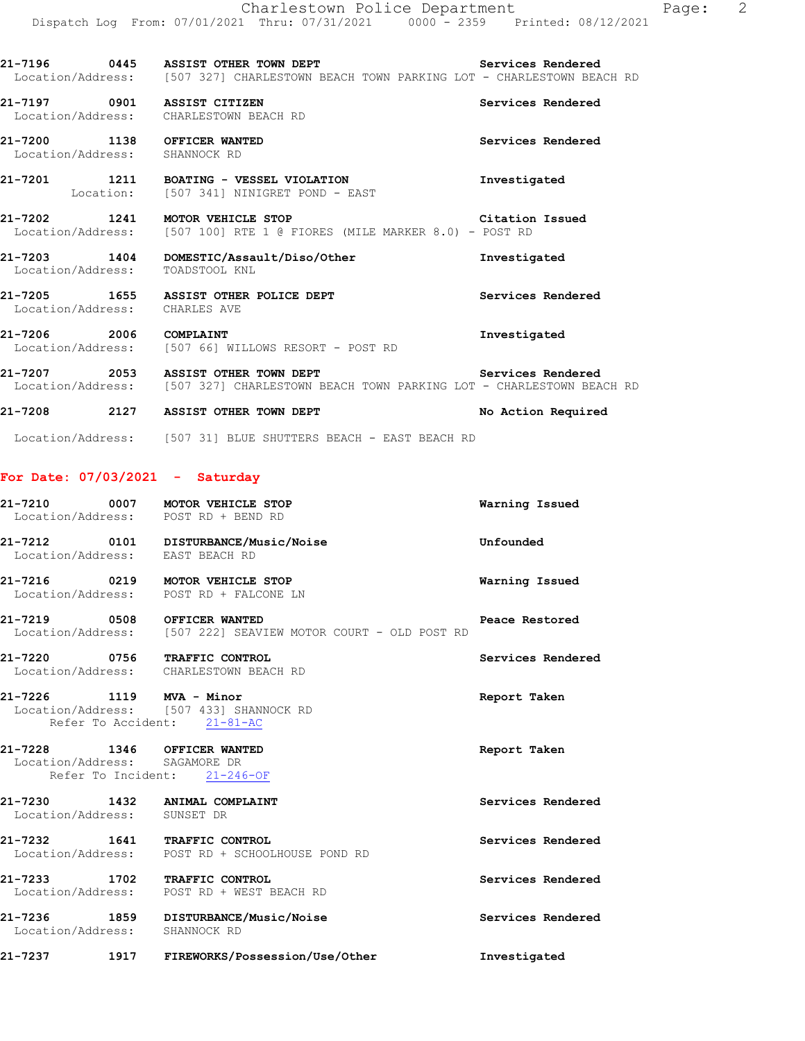21-7196 0445 ASSIST OTHER TOWN DEPT Services Rendered
Location/Address: [507 327] CHARLESTOWN BEACH TOWN PARKING LOT - CHARLESTOWN BEACH RD

21-7197 0901 ASSIST CITIZEN Services Rendered
Location/Address: CHARLESTOWN BEACH RD

21-7200 1138 OFFICER WANTED Services Rendered
Location/Address: SHANNOCK RD

21-7201 1211 BOATING - VESSEL VIOLATION Investigated
Location: [507 341] NINIGRET POND - EAST

21-7202 1241 MOTOR VEHICLE STOP Citation Issued
Location/Address: [507 100] RTE 1 @ FIORES (MILE MARKER 8.0) - POST RD

21-7203 1404 DOMESTIC/Assault/Diso/Other Investigated
Location/Address: TOADSTOOL KNL

21-7205 1655 ASSIST OTHER POLICE DEPT Services Rendered
Location/Address: CHARLES AVE

21-7206 2006 COMPLAINT Investigated
Location/Address: [507 66] WILLOWS RESORT - POST RD

21-7207 2053 ASSIST OTHER TOWN DEPT Services Rendered
Location/Address: [507 327] CHARLESTOWN BEACH TOWN PARKING LOT - CHARLESTOWN BEACH RD

21-7208 2127 ASSIST OTHER TOWN DEPT No Action Required
Location/Address: [507 31] BLUE SHUTTERS BEACH - EAST BEACH RD

## For Date: 07/03/2021 - Saturday

21-7210 0007 MOTOR VEHICLE STOP Warning Issued
Location/Address: POST RD + BEND RD

21-7212 0101 DISTURBANCE/Music/Noise Unfounded
Location/Address: EAST BEACH RD

21-7216 0219 MOTOR VEHICLE STOP Warning Issued
Location/Address: POST RD + FALCONE LN

21-7219 0508 OFFICER WANTED Peace Restored
Location/Address: [507 222] SEAVIEW MOTOR COURT - OLD POST RD

21-7220 0756 TRAFFIC CONTROL Services Rendered
Location/Address: CHARLESTOWN BEACH RD

21-7226 1119 MVA - Minor Report Taken
Location/Address: [507 433] SHANNOCK RD
Refer To Accident: 21-81-AC

21-7228 1346 OFFICER WANTED Report Taken
Location/Address: SAGAMORE DR
Refer To Incident: 21-246-OF

21-7230 1432 ANIMAL COMPLAINT Services Rendered
Location/Address: SUNSET DR

21-7232 1641 TRAFFIC CONTROL Services Rendered
Location/Address: POST RD + SCHOOLHOUSE POND RD

21-7233 1702 TRAFFIC CONTROL Services Rendered
Location/Address: POST RD + WEST BEACH RD

21-7236 1859 DISTURBANCE/Music/Noise Services Rendered
Location/Address: SHANNOCK RD

21-7237 1917 FIREWORKS/Possession/Use/Other Investigated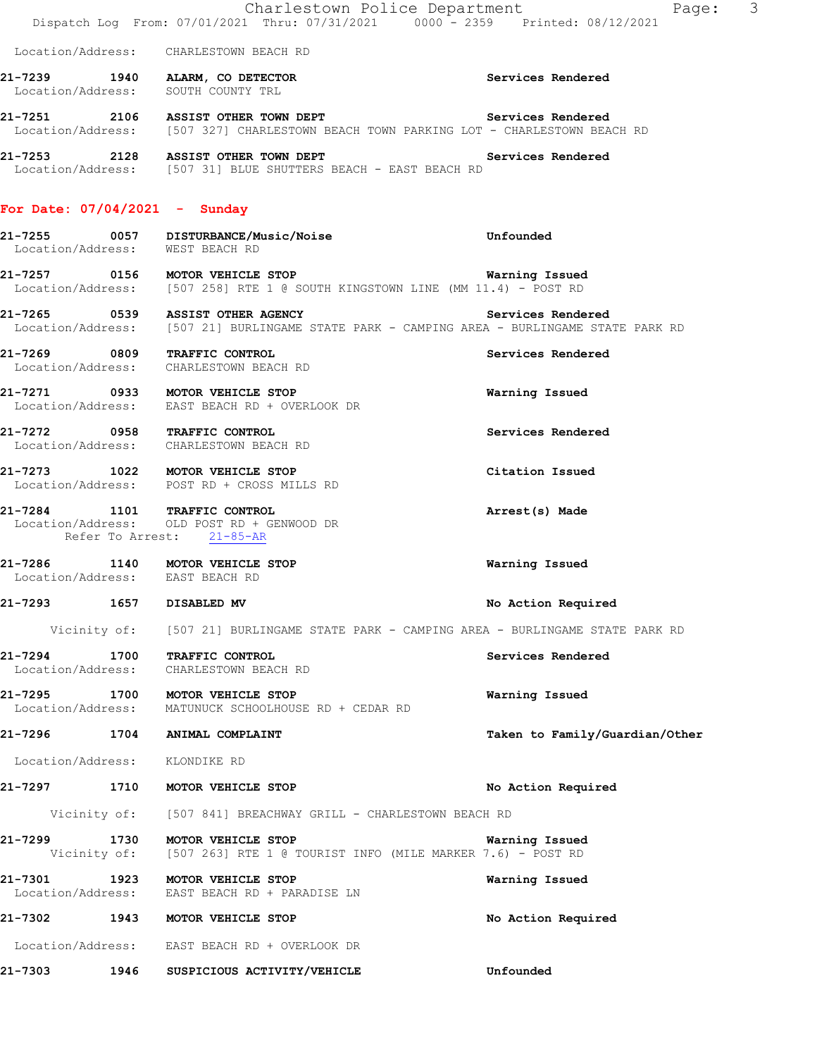Location/Address: CHARLESTOWN BEACH RD

**21-7239 1940 ALARM, CO DETECTOR** Services Rendered
Location/Address: SOUTH COUNTY TRL

**21-7251 2106 ASSIST OTHER TOWN DEPT** Services Rendered
Location/Address: [507 327] CHARLESTOWN BEACH TOWN PARKING LOT - CHARLESTOWN BEACH RD

**21-7253 2128 ASSIST OTHER TOWN DEPT** Services Rendered
Location/Address: [507 31] BLUE SHUTTERS BEACH - EAST BEACH RD

## For Date: 07/04/2021 - Sunday

**21-7255 0057 DISTURBANCE/Music/Noise** Unfounded
Location/Address: WEST BEACH RD

**21-7257 0156 MOTOR VEHICLE STOP** Warning Issued
Location/Address: [507 258] RTE 1 @ SOUTH KINGSTOWN LINE (MM 11.4) - POST RD

**21-7265 0539 ASSIST OTHER AGENCY** Services Rendered
Location/Address: [507 21] BURLINGAME STATE PARK - CAMPING AREA - BURLINGAME STATE PARK RD

**21-7269 0809 TRAFFIC CONTROL** Services Rendered
Location/Address: CHARLESTOWN BEACH RD

**21-7271 0933 MOTOR VEHICLE STOP** Warning Issued
Location/Address: EAST BEACH RD + OVERLOOK DR

**21-7272 0958 TRAFFIC CONTROL** Services Rendered
Location/Address: CHARLESTOWN BEACH RD

**21-7273 1022 MOTOR VEHICLE STOP** Citation Issued
Location/Address: POST RD + CROSS MILLS RD

**21-7284 1101 TRAFFIC CONTROL** Arrest(s) Made
Location/Address: OLD POST RD + GENWOOD DR
Refer To Arrest: 21-85-AR

**21-7286 1140 MOTOR VEHICLE STOP** Warning Issued
Location/Address: EAST BEACH RD

**21-7293 1657 DISABLED MV** No Action Required
Vicinity of: [507 21] BURLINGAME STATE PARK - CAMPING AREA - BURLINGAME STATE PARK RD

**21-7294 1700 TRAFFIC CONTROL** Services Rendered
Location/Address: CHARLESTOWN BEACH RD

**21-7295 1700 MOTOR VEHICLE STOP** Warning Issued
Location/Address: MATUNUCK SCHOOLHOUSE RD + CEDAR RD

**21-7296 1704 ANIMAL COMPLAINT** Taken to Family/Guardian/Other
Location/Address: KLONDIKE RD

**21-7297 1710 MOTOR VEHICLE STOP** No Action Required
Vicinity of: [507 841] BREACHWAY GRILL - CHARLESTOWN BEACH RD

**21-7299 1730 MOTOR VEHICLE STOP** Warning Issued
Vicinity of: [507 263] RTE 1 @ TOURIST INFO (MILE MARKER 7.6) - POST RD

**21-7301 1923 MOTOR VEHICLE STOP** Warning Issued
Location/Address: EAST BEACH RD + PARADISE LN

**21-7302 1943 MOTOR VEHICLE STOP** No Action Required
Location/Address: EAST BEACH RD + OVERLOOK DR

**21-7303 1946 SUSPICIOUS ACTIVITY/VEHICLE** Unfounded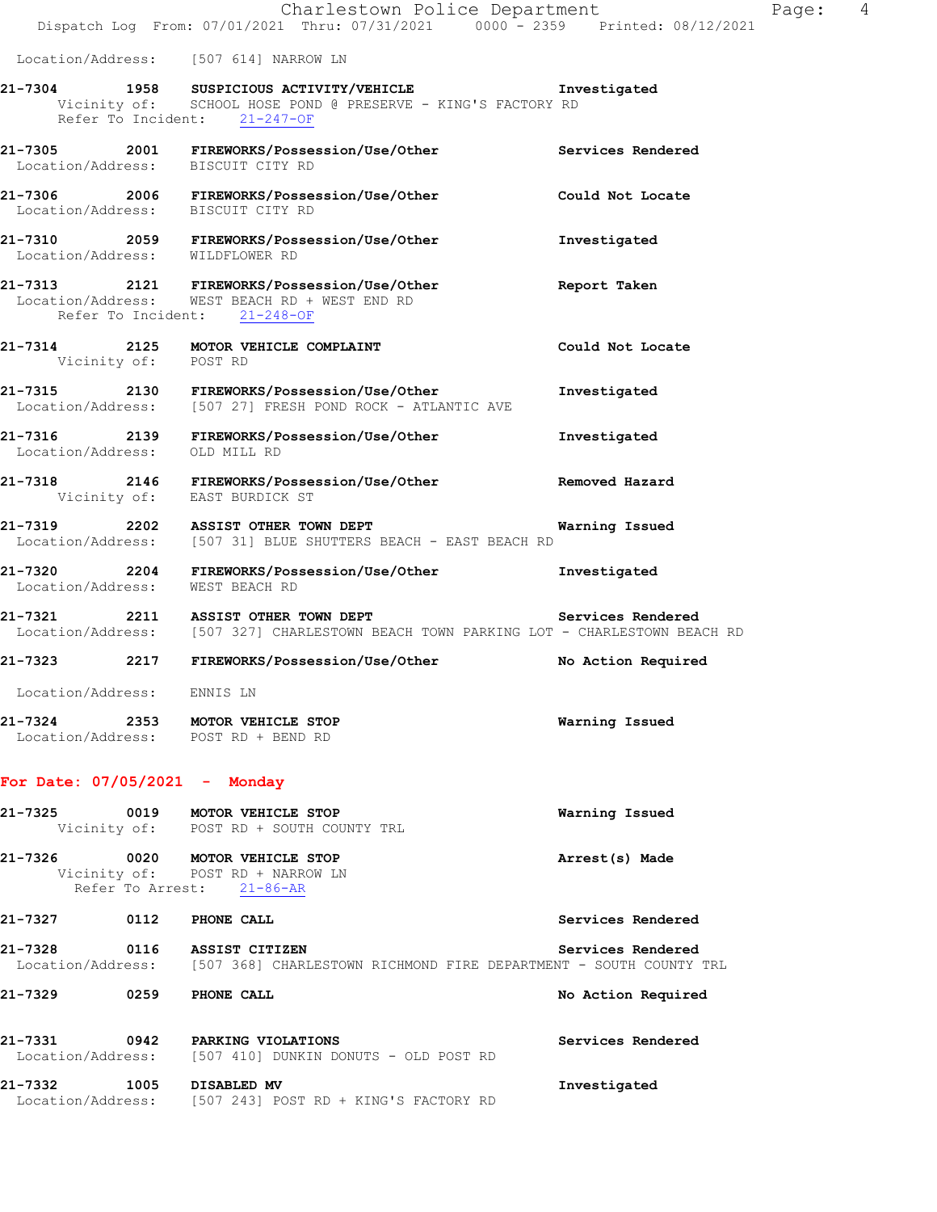Location/Address: [507 614] NARROW LN

**21-7304 1958 SUSPICIOUS ACTIVITY/VEHICLE** **Investigated**
Vicinity of: SCHOOL HOSE POND @ PRESERVE - KING'S FACTORY RD
Refer To Incident: 21-247-OF

**21-7305 2001 FIREWORKS/Possession/Use/Other** **Services Rendered**
Location/Address: BISCUIT CITY RD

**21-7306 2006 FIREWORKS/Possession/Use/Other** **Could Not Locate**
Location/Address: BISCUIT CITY RD

**21-7310 2059 FIREWORKS/Possession/Use/Other** **Investigated**
Location/Address: WILDFLOWER RD

**21-7313 2121 FIREWORKS/Possession/Use/Other** **Report Taken**
Location/Address: WEST BEACH RD + WEST END RD
Refer To Incident: 21-248-OF

**21-7314 2125 MOTOR VEHICLE COMPLAINT** **Could Not Locate**
Vicinity of: POST RD

**21-7315 2130 FIREWORKS/Possession/Use/Other** **Investigated**
Location/Address: [507 27] FRESH POND ROCK - ATLANTIC AVE

**21-7316 2139 FIREWORKS/Possession/Use/Other** **Investigated**
Location/Address: OLD MILL RD

**21-7318 2146 FIREWORKS/Possession/Use/Other** **Removed Hazard**
Vicinity of: EAST BURDICK ST

**21-7319 2202 ASSIST OTHER TOWN DEPT** **Warning Issued**
Location/Address: [507 31] BLUE SHUTTERS BEACH - EAST BEACH RD

**21-7320 2204 FIREWORKS/Possession/Use/Other** **Investigated**
Location/Address: WEST BEACH RD

**21-7321 2211 ASSIST OTHER TOWN DEPT** **Services Rendered**
Location/Address: [507 327] CHARLESTOWN BEACH TOWN PARKING LOT - CHARLESTOWN BEACH RD

**21-7323 2217 FIREWORKS/Possession/Use/Other** **No Action Required**
Location/Address: ENNIS LN

**21-7324 2353 MOTOR VEHICLE STOP** **Warning Issued**
Location/Address: POST RD + BEND RD

## For Date: 07/05/2021 - Monday

**21-7325 0019 MOTOR VEHICLE STOP** **Warning Issued**
Vicinity of: POST RD + SOUTH COUNTY TRL

**21-7326 0020 MOTOR VEHICLE STOP** **Arrest(s) Made**
Vicinity of: POST RD + NARROW LN
Refer To Arrest: 21-86-AR

**21-7327 0112 PHONE CALL** **Services Rendered**

**21-7328 0116 ASSIST CITIZEN** **Services Rendered**
Location/Address: [507 368] CHARLESTOWN RICHMOND FIRE DEPARTMENT - SOUTH COUNTY TRL

**21-7329 0259 PHONE CALL** **No Action Required**

**21-7331 0942 PARKING VIOLATIONS** **Services Rendered**
Location/Address: [507 410] DUNKIN DONUTS - OLD POST RD

**21-7332 1005 DISABLED MV** **Investigated**
Location/Address: [507 243] POST RD + KING'S FACTORY RD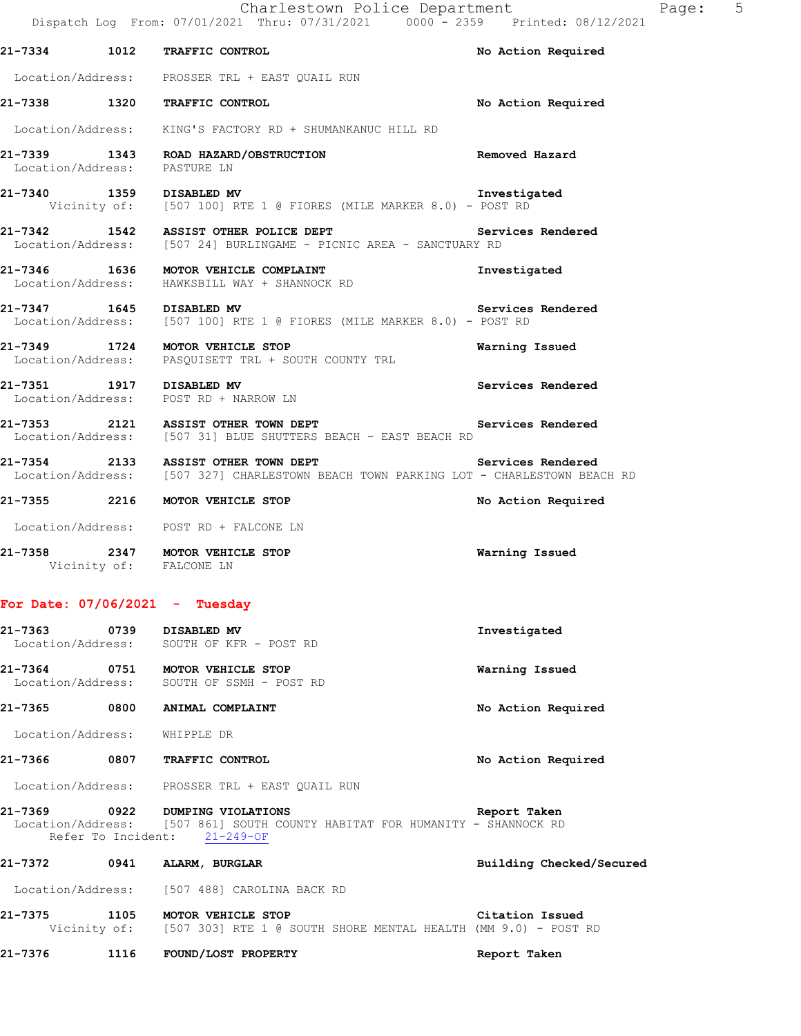**21-7334** 1012 **TRAFFIC CONTROL** **No Action Required**

Location/Address: PROSSER TRL + EAST QUAIL RUN

**21-7338** 1320 **TRAFFIC CONTROL** **No Action Required**

Location/Address: KING'S FACTORY RD + SHUMANKANUC HILL RD

**21-7339** 1343 **ROAD HAZARD/OBSTRUCTION** **Removed Hazard**
Location/Address: PASTURE LN

**21-7340** 1359 **DISABLED MV** **Investigated**
Vicinity of: [507 100] RTE 1 @ FIORES (MILE MARKER 8.0) - POST RD

**21-7342** 1542 **ASSIST OTHER POLICE DEPT** **Services Rendered**
Location/Address: [507 24] BURLINGAME - PICNIC AREA - SANCTUARY RD

**21-7346** 1636 **MOTOR VEHICLE COMPLAINT** **Investigated**
Location/Address: HAWKSBILL WAY + SHANNOCK RD

**21-7347** 1645 **DISABLED MV** **Services Rendered**
Location/Address: [507 100] RTE 1 @ FIORES (MILE MARKER 8.0) - POST RD

**21-7349** 1724 **MOTOR VEHICLE STOP** **Warning Issued**
Location/Address: PASQUISETT TRL + SOUTH COUNTY TRL

**21-7351** 1917 **DISABLED MV** **Services Rendered**
Location/Address: POST RD + NARROW LN

**21-7353** 2121 **ASSIST OTHER TOWN DEPT** **Services Rendered**
Location/Address: [507 31] BLUE SHUTTERS BEACH - EAST BEACH RD

**21-7354** 2133 **ASSIST OTHER TOWN DEPT** **Services Rendered**
Location/Address: [507 327] CHARLESTOWN BEACH TOWN PARKING LOT - CHARLESTOWN BEACH RD

**21-7355** 2216 **MOTOR VEHICLE STOP** **No Action Required**

Location/Address: POST RD + FALCONE LN

**21-7358** 2347 **MOTOR VEHICLE STOP** **Warning Issued**
Vicinity of: FALCONE LN

## For Date: 07/06/2021 - Tuesday

**21-7363** 0739 **DISABLED MV** **Investigated**
Location/Address: SOUTH OF KFR - POST RD

**21-7364** 0751 **MOTOR VEHICLE STOP** **Warning Issued**
Location/Address: SOUTH OF SSMH - POST RD

**21-7365** 0800 **ANIMAL COMPLAINT** **No Action Required**

Location/Address: WHIPPLE DR

**21-7366** 0807 **TRAFFIC CONTROL** **No Action Required**

Location/Address: PROSSER TRL + EAST QUAIL RUN

**21-7369** 0922 **DUMPING VIOLATIONS** **Report Taken**
Location/Address: [507 861] SOUTH COUNTY HABITAT FOR HUMANITY - SHANNOCK RD
Refer To Incident: 21-249-OF

**21-7372** 0941 **ALARM, BURGLAR** **Building Checked/Secured**

Location/Address: [507 488] CAROLINA BACK RD

**21-7375** 1105 **MOTOR VEHICLE STOP** **Citation Issued**
Vicinity of: [507 303] RTE 1 @ SOUTH SHORE MENTAL HEALTH (MM 9.0) - POST RD

**21-7376** 1116 **FOUND/LOST PROPERTY** **Report Taken**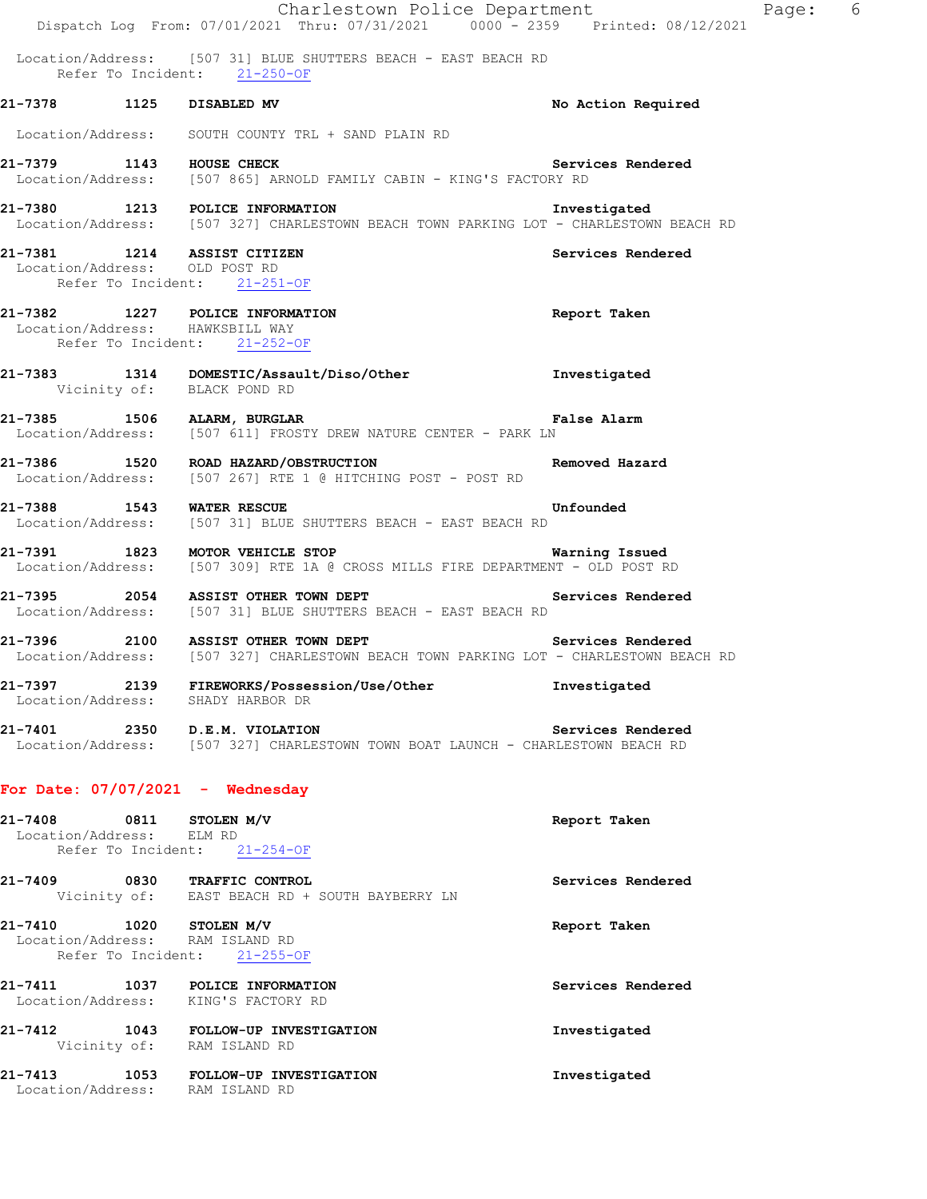Location/Address: [507 31] BLUE SHUTTERS BEACH - EAST BEACH RD
Refer To Incident: 21-250-OF

**21-7378 1125 DISABLED MV** No Action Required
Location/Address: SOUTH COUNTY TRL + SAND PLAIN RD

**21-7379 1143 HOUSE CHECK** Services Rendered
Location/Address: [507 865] ARNOLD FAMILY CABIN - KING'S FACTORY RD

**21-7380 1213 POLICE INFORMATION** Investigated
Location/Address: [507 327] CHARLESTOWN BEACH TOWN PARKING LOT - CHARLESTOWN BEACH RD

**21-7381 1214 ASSIST CITIZEN** Services Rendered
Location/Address: OLD POST RD
Refer To Incident: 21-251-OF

**21-7382 1227 POLICE INFORMATION** Report Taken
Location/Address: HAWKSBILL WAY
Refer To Incident: 21-252-OF

**21-7383 1314 DOMESTIC/Assault/Diso/Other** Investigated
Vicinity of: BLACK POND RD

**21-7385 1506 ALARM, BURGLAR** False Alarm
Location/Address: [507 611] FROSTY DREW NATURE CENTER - PARK LN

**21-7386 1520 ROAD HAZARD/OBSTRUCTION** Removed Hazard
Location/Address: [507 267] RTE 1 @ HITCHING POST - POST RD

**21-7388 1543 WATER RESCUE** Unfounded
Location/Address: [507 31] BLUE SHUTTERS BEACH - EAST BEACH RD

**21-7391 1823 MOTOR VEHICLE STOP** Warning Issued
Location/Address: [507 309] RTE 1A @ CROSS MILLS FIRE DEPARTMENT - OLD POST RD

**21-7395 2054 ASSIST OTHER TOWN DEPT** Services Rendered
Location/Address: [507 31] BLUE SHUTTERS BEACH - EAST BEACH RD

**21-7396 2100 ASSIST OTHER TOWN DEPT** Services Rendered
Location/Address: [507 327] CHARLESTOWN BEACH TOWN PARKING LOT - CHARLESTOWN BEACH RD

**21-7397 2139 FIREWORKS/Possession/Use/Other** Investigated
Location/Address: SHADY HARBOR DR

**21-7401 2350 D.E.M. VIOLATION** Services Rendered
Location/Address: [507 327] CHARLESTOWN TOWN BOAT LAUNCH - CHARLESTOWN BEACH RD

## For Date: 07/07/2021 - Wednesday

**21-7408 0811 STOLEN M/V** Report Taken
Location/Address: ELM RD
Refer To Incident: 21-254-OF

**21-7409 0830 TRAFFIC CONTROL** Services Rendered
Vicinity of: EAST BEACH RD + SOUTH BAYBERRY LN

**21-7410 1020 STOLEN M/V** Report Taken
Location/Address: RAM ISLAND RD
Refer To Incident: 21-255-OF

**21-7411 1037 POLICE INFORMATION** Services Rendered
Location/Address: KING'S FACTORY RD

**21-7412 1043 FOLLOW-UP INVESTIGATION** Investigated
Vicinity of: RAM ISLAND RD

**21-7413 1053 FOLLOW-UP INVESTIGATION** Investigated
Location/Address: RAM ISLAND RD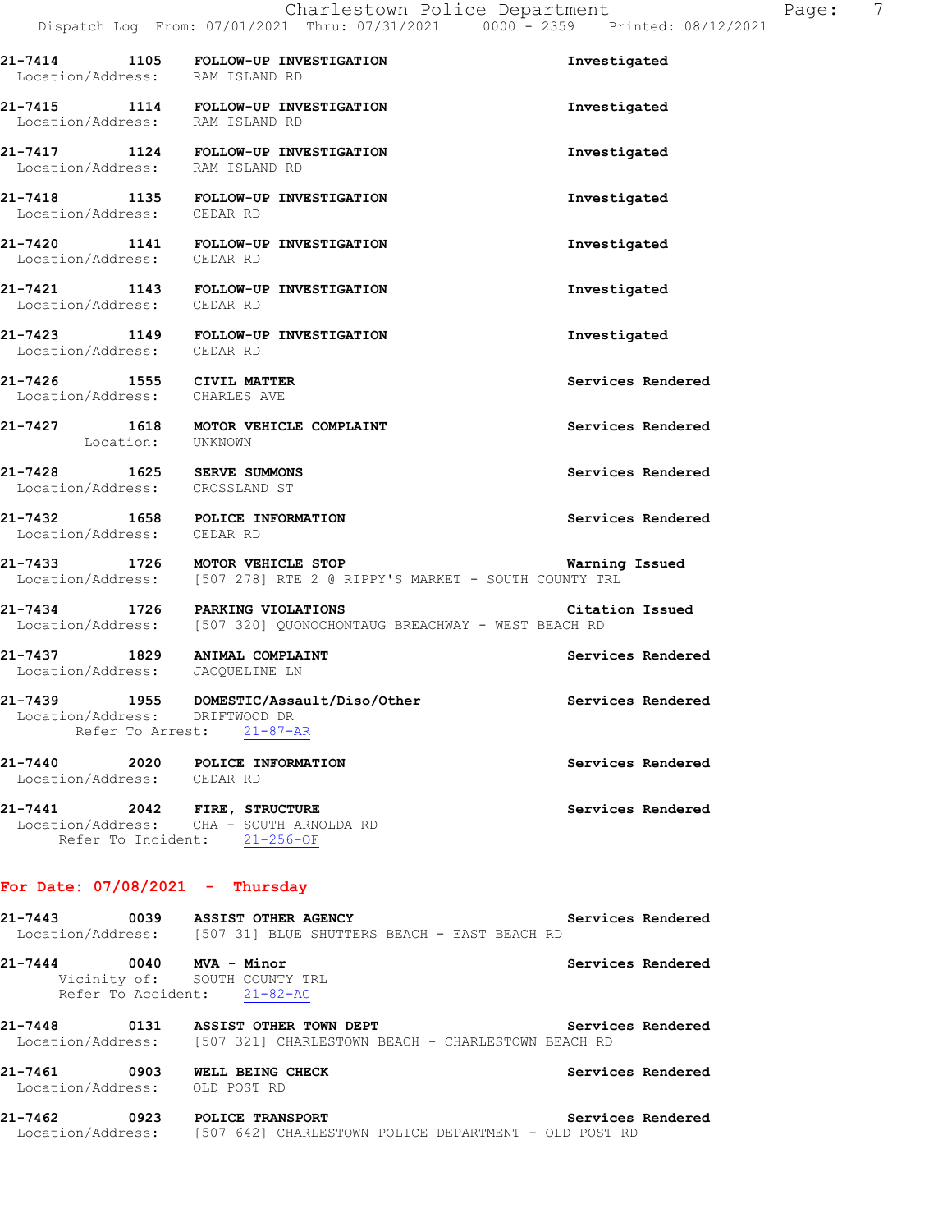**21-7414 1105 FOLLOW-UP INVESTIGATION** Investigated
Location/Address: RAM ISLAND RD

**21-7415 1114 FOLLOW-UP INVESTIGATION** Investigated
Location/Address: RAM ISLAND RD

**21-7417 1124 FOLLOW-UP INVESTIGATION** Investigated
Location/Address: RAM ISLAND RD

**21-7418 1135 FOLLOW-UP INVESTIGATION** Investigated
Location/Address: CEDAR RD

**21-7420 1141 FOLLOW-UP INVESTIGATION** Investigated
Location/Address: CEDAR RD

**21-7421 1143 FOLLOW-UP INVESTIGATION** Investigated
Location/Address: CEDAR RD

**21-7423 1149 FOLLOW-UP INVESTIGATION** Investigated
Location/Address: CEDAR RD

**21-7426 1555 CIVIL MATTER** Services Rendered
Location/Address: CHARLES AVE

**21-7427 1618 MOTOR VEHICLE COMPLAINT** Services Rendered
Location: UNKNOWN

**21-7428 1625 SERVE SUMMONS** Services Rendered
Location/Address: CROSSLAND ST

**21-7432 1658 POLICE INFORMATION** Services Rendered
Location/Address: CEDAR RD

**21-7433 1726 MOTOR VEHICLE STOP** Warning Issued
Location/Address: [507 278] RTE 2 @ RIPPY'S MARKET - SOUTH COUNTY TRL

**21-7434 1726 PARKING VIOLATIONS** Citation Issued
Location/Address: [507 320] QUONOCHONTAUG BREACHWAY - WEST BEACH RD

**21-7437 1829 ANIMAL COMPLAINT** Services Rendered
Location/Address: JACQUELINE LN

**21-7439 1955 DOMESTIC/Assault/Diso/Other** Services Rendered
Location/Address: DRIFTWOOD DR
Refer To Arrest: 21-87-AR

**21-7440 2020 POLICE INFORMATION** Services Rendered
Location/Address: CEDAR RD

**21-7441 2042 FIRE, STRUCTURE** Services Rendered
Location/Address: CHA - SOUTH ARNOLDA RD
Refer To Incident: 21-256-OF

## For Date: 07/08/2021 - Thursday

**21-7443 0039 ASSIST OTHER AGENCY** Services Rendered
Location/Address: [507 31] BLUE SHUTTERS BEACH - EAST BEACH RD

**21-7444 0040 MVA - Minor** Services Rendered
Vicinity of: SOUTH COUNTY TRL
Refer To Accident: 21-82-AC

**21-7448 0131 ASSIST OTHER TOWN DEPT** Services Rendered
Location/Address: [507 321] CHARLESTOWN BEACH - CHARLESTOWN BEACH RD

**21-7461 0903 WELL BEING CHECK** Services Rendered
Location/Address: OLD POST RD

**21-7462 0923 POLICE TRANSPORT** Services Rendered
Location/Address: [507 642] CHARLESTOWN POLICE DEPARTMENT - OLD POST RD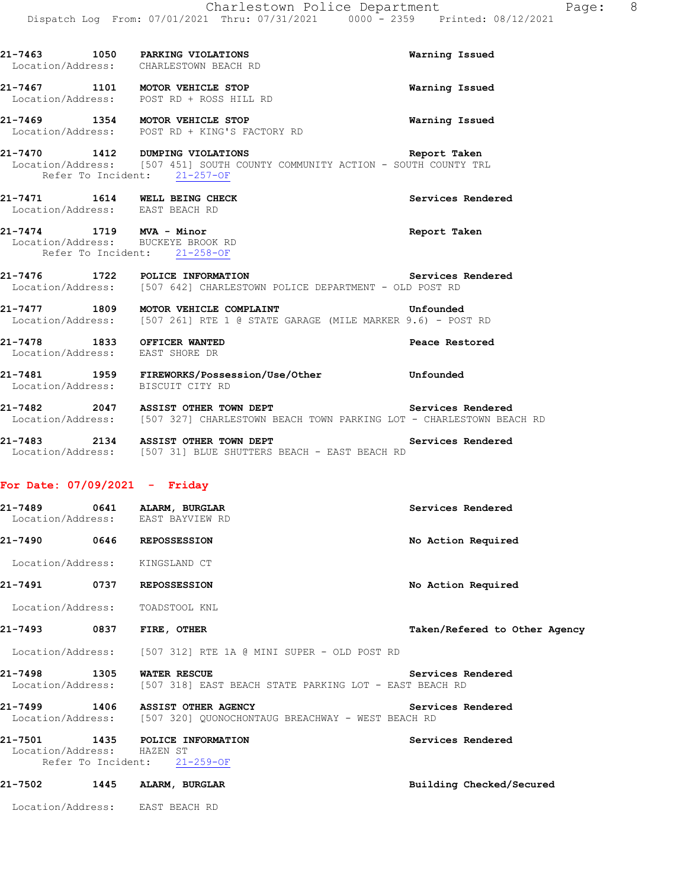21-7463 1050 **PARKING VIOLATIONS** **Warning Issued**
Location/Address: CHARLESTOWN BEACH RD

21-7467 1101 **MOTOR VEHICLE STOP** **Warning Issued**
Location/Address: POST RD + ROSS HILL RD

21-7469 1354 **MOTOR VEHICLE STOP** **Warning Issued**
Location/Address: POST RD + KING'S FACTORY RD

21-7470 1412 **DUMPING VIOLATIONS** **Report Taken**
Location/Address: [507 451] SOUTH COUNTY COMMUNITY ACTION - SOUTH COUNTY TRL
Refer To Incident: 21-257-OF

21-7471 1614 **WELL BEING CHECK** **Services Rendered**
Location/Address: EAST BEACH RD

21-7474 1719 **MVA - Minor** **Report Taken**
Location/Address: BUCKEYE BROOK RD
Refer To Incident: 21-258-OF

21-7476 1722 **POLICE INFORMATION** **Services Rendered**
Location/Address: [507 642] CHARLESTOWN POLICE DEPARTMENT - OLD POST RD

21-7477 1809 **MOTOR VEHICLE COMPLAINT** **Unfounded**
Location/Address: [507 261] RTE 1 @ STATE GARAGE (MILE MARKER 9.6) - POST RD

21-7478 1833 **OFFICER WANTED** **Peace Restored**
Location/Address: EAST SHORE DR

21-7481 1959 **FIREWORKS/Possession/Use/Other** **Unfounded**
Location/Address: BISCUIT CITY RD

21-7482 2047 **ASSIST OTHER TOWN DEPT** **Services Rendered**
Location/Address: [507 327] CHARLESTOWN BEACH TOWN PARKING LOT - CHARLESTOWN BEACH RD

21-7483 2134 **ASSIST OTHER TOWN DEPT** **Services Rendered**
Location/Address: [507 31] BLUE SHUTTERS BEACH - EAST BEACH RD

## For Date: 07/09/2021 - Friday

21-7489 0641 **ALARM, BURGLAR** **Services Rendered**
Location/Address: EAST BAYVIEW RD

21-7490 0646 **REPOSSESSION** **No Action Required**
Location/Address: KINGSLAND CT

21-7491 0737 **REPOSSESSION** **No Action Required**
Location/Address: TOADSTOOL KNL

21-7493 0837 **FIRE, OTHER** **Taken/Refered to Other Agency**
Location/Address: [507 312] RTE 1A @ MINI SUPER - OLD POST RD

21-7498 1305 **WATER RESCUE** **Services Rendered**
Location/Address: [507 318] EAST BEACH STATE PARKING LOT - EAST BEACH RD

21-7499 1406 **ASSIST OTHER AGENCY** **Services Rendered**
Location/Address: [507 320] QUONOCHONTAUG BREACHWAY - WEST BEACH RD

21-7501 1435 **POLICE INFORMATION** **Services Rendered**
Location/Address: HAZEN ST
Refer To Incident: 21-259-OF

21-7502 1445 **ALARM, BURGLAR** **Building Checked/Secured**
Location/Address: EAST BEACH RD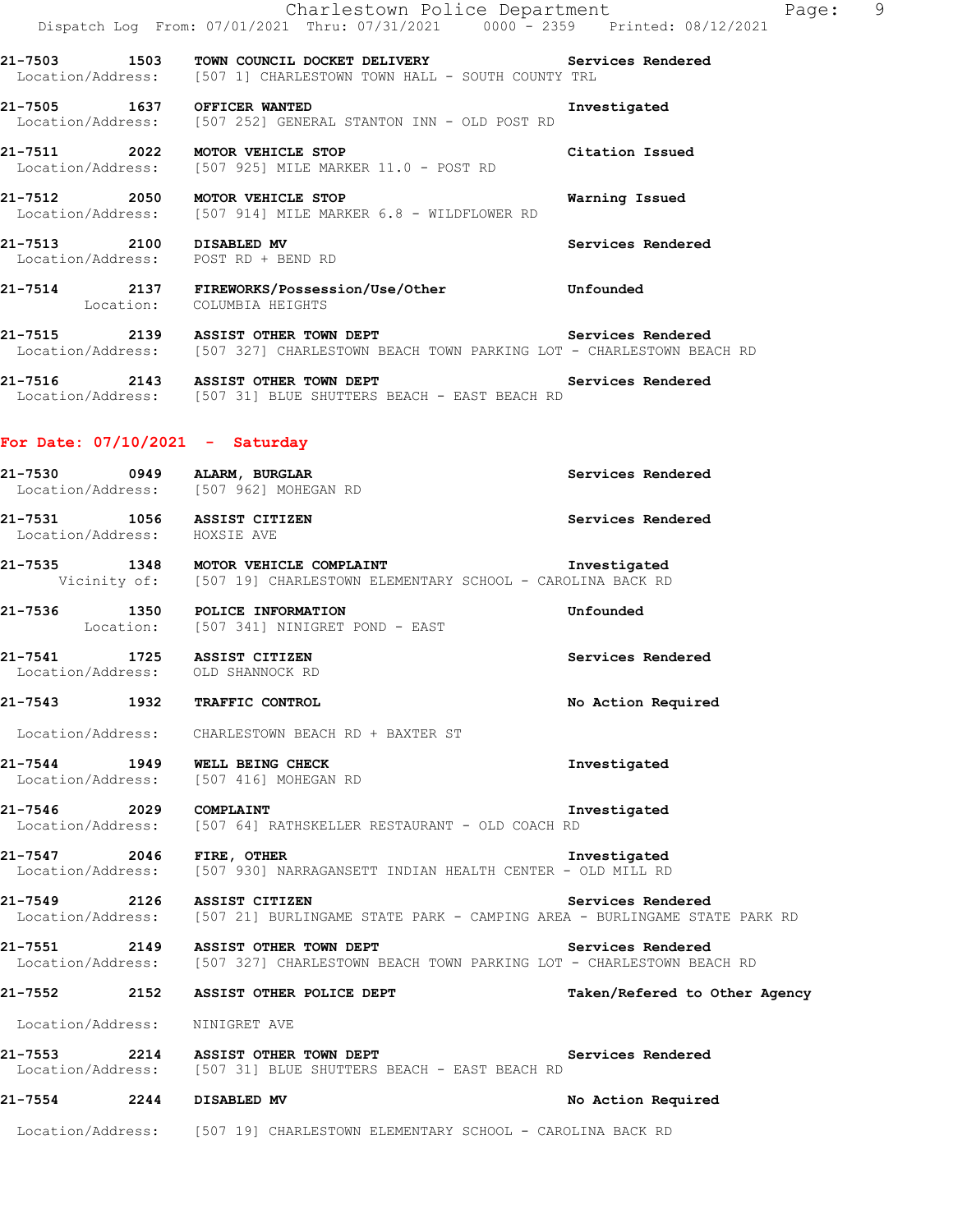21-7503 1503 **TOWN COUNCIL DOCKET DELIVERY** **Services Rendered**
Location/Address: [507 1] CHARLESTOWN TOWN HALL - SOUTH COUNTY TRL

21-7505 1637 **OFFICER WANTED** **Investigated**
Location/Address: [507 252] GENERAL STANTON INN - OLD POST RD

21-7511 2022 **MOTOR VEHICLE STOP** **Citation Issued**
Location/Address: [507 925] MILE MARKER 11.0 - POST RD

21-7512 2050 **MOTOR VEHICLE STOP** **Warning Issued**
Location/Address: [507 914] MILE MARKER 6.8 - WILDFLOWER RD

21-7513 2100 **DISABLED MV** **Services Rendered**
Location/Address: POST RD + BEND RD

21-7514 2137 **FIREWORKS/Possession/Use/Other** **Unfounded**
Location: COLUMBIA HEIGHTS

21-7515 2139 **ASSIST OTHER TOWN DEPT** **Services Rendered**
Location/Address: [507 327] CHARLESTOWN BEACH TOWN PARKING LOT - CHARLESTOWN BEACH RD

21-7516 2143 **ASSIST OTHER TOWN DEPT** **Services Rendered**
Location/Address: [507 31] BLUE SHUTTERS BEACH - EAST BEACH RD

## For Date: 07/10/2021 - Saturday

21-7530 0949 **ALARM, BURGLAR** **Services Rendered**
Location/Address: [507 962] MOHEGAN RD

21-7531 1056 **ASSIST CITIZEN** **Services Rendered**
Location/Address: HOXSIE AVE

21-7535 1348 **MOTOR VEHICLE COMPLAINT** **Investigated**
Vicinity of: [507 19] CHARLESTOWN ELEMENTARY SCHOOL - CAROLINA BACK RD

21-7536 1350 **POLICE INFORMATION** **Unfounded**
Location: [507 341] NINIGRET POND - EAST

21-7541 1725 **ASSIST CITIZEN** **Services Rendered**
Location/Address: OLD SHANNOCK RD

21-7543 1932 **TRAFFIC CONTROL** **No Action Required**
Location/Address: CHARLESTOWN BEACH RD + BAXTER ST

21-7544 1949 **WELL BEING CHECK** **Investigated**
Location/Address: [507 416] MOHEGAN RD

21-7546 2029 **COMPLAINT** **Investigated**
Location/Address: [507 64] RATHSKELLER RESTAURANT - OLD COACH RD

21-7547 2046 **FIRE, OTHER** **Investigated**
Location/Address: [507 930] NARRAGANSETT INDIAN HEALTH CENTER - OLD MILL RD

21-7549 2126 **ASSIST CITIZEN** **Services Rendered**
Location/Address: [507 21] BURLINGAME STATE PARK - CAMPING AREA - BURLINGAME STATE PARK RD

21-7551 2149 **ASSIST OTHER TOWN DEPT** **Services Rendered**
Location/Address: [507 327] CHARLESTOWN BEACH TOWN PARKING LOT - CHARLESTOWN BEACH RD

21-7552 2152 **ASSIST OTHER POLICE DEPT** **Taken/Refered to Other Agency**
Location/Address: NINIGRET AVE

21-7553 2214 **ASSIST OTHER TOWN DEPT** **Services Rendered**
Location/Address: [507 31] BLUE SHUTTERS BEACH - EAST BEACH RD

21-7554 2244 **DISABLED MV** **No Action Required**
Location/Address: [507 19] CHARLESTOWN ELEMENTARY SCHOOL - CAROLINA BACK RD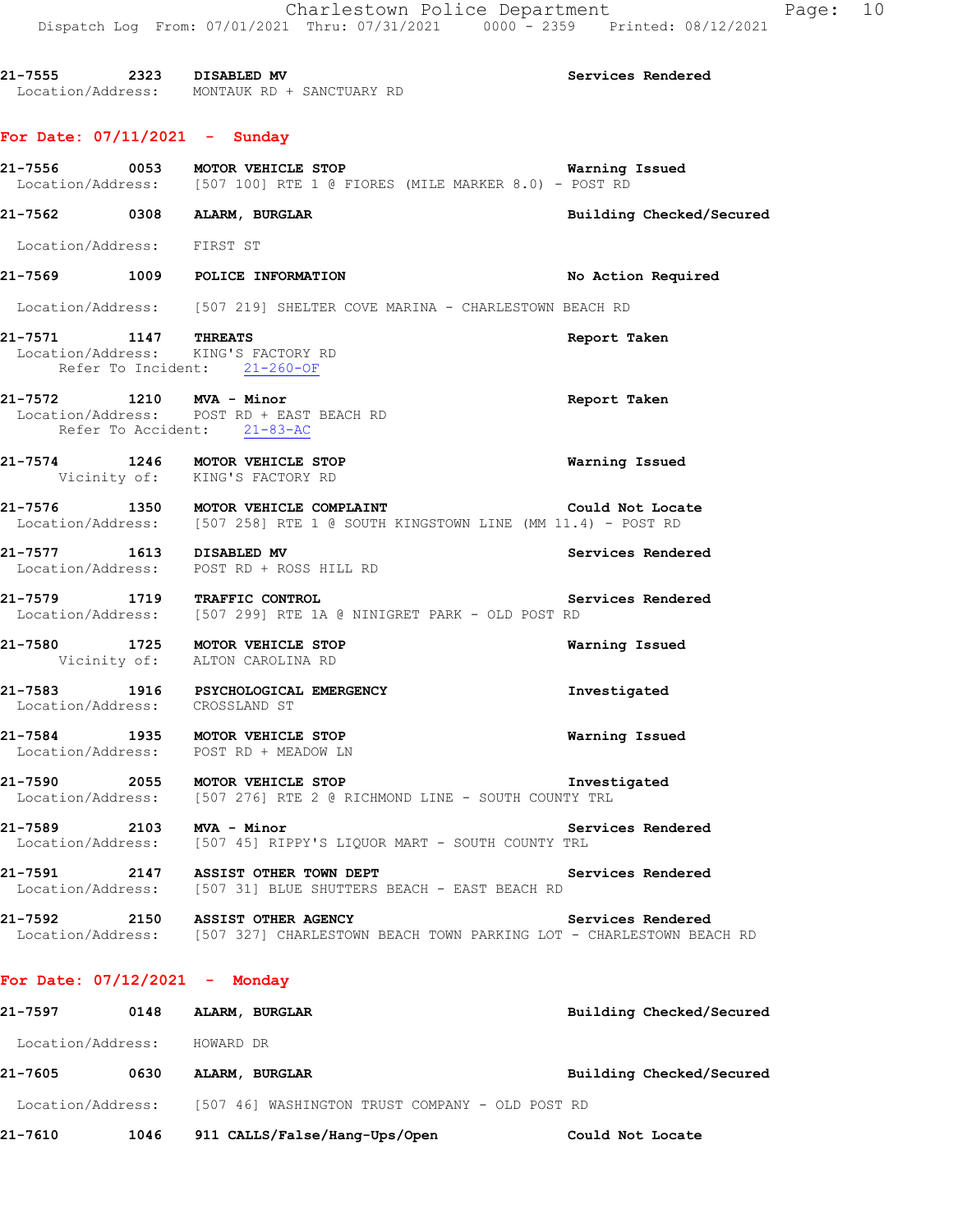21-7555 2323 **DISABLED MV** Services Rendered
Location/Address: MONTAUK RD + SANCTUARY RD

## For Date: 07/11/2021 - Sunday

21-7556 0053 **MOTOR VEHICLE STOP** Warning Issued
Location/Address: [507 100] RTE 1 @ FIORES (MILE MARKER 8.0) - POST RD

21-7562 0308 **ALARM, BURGLAR** Building Checked/Secured
Location/Address: FIRST ST

21-7569 1009 **POLICE INFORMATION** No Action Required
Location/Address: [507 219] SHELTER COVE MARINA - CHARLESTOWN BEACH RD

21-7571 1147 **THREATS** Report Taken
Location/Address: KING'S FACTORY RD
Refer To Incident: 21-260-OF

21-7572 1210 **MVA - Minor** Report Taken
Location/Address: POST RD + EAST BEACH RD
Refer To Accident: 21-83-AC

21-7574 1246 **MOTOR VEHICLE STOP** Warning Issued
Vicinity of: KING'S FACTORY RD

21-7576 1350 **MOTOR VEHICLE COMPLAINT** Could Not Locate
Location/Address: [507 258] RTE 1 @ SOUTH KINGSTOWN LINE (MM 11.4) - POST RD

21-7577 1613 **DISABLED MV** Services Rendered
Location/Address: POST RD + ROSS HILL RD

21-7579 1719 **TRAFFIC CONTROL** Services Rendered
Location/Address: [507 299] RTE 1A @ NINIGRET PARK - OLD POST RD

21-7580 1725 **MOTOR VEHICLE STOP** Warning Issued
Vicinity of: ALTON CAROLINA RD

21-7583 1916 **PSYCHOLOGICAL EMERGENCY** Investigated
Location/Address: CROSSLAND ST

21-7584 1935 **MOTOR VEHICLE STOP** Warning Issued
Location/Address: POST RD + MEADOW LN

21-7590 2055 **MOTOR VEHICLE STOP** Investigated
Location/Address: [507 276] RTE 2 @ RICHMOND LINE - SOUTH COUNTY TRL

21-7589 2103 **MVA - Minor** Services Rendered
Location/Address: [507 45] RIPPY'S LIQUOR MART - SOUTH COUNTY TRL

21-7591 2147 **ASSIST OTHER TOWN DEPT** Services Rendered
Location/Address: [507 31] BLUE SHUTTERS BEACH - EAST BEACH RD

21-7592 2150 **ASSIST OTHER AGENCY** Services Rendered
Location/Address: [507 327] CHARLESTOWN BEACH TOWN PARKING LOT - CHARLESTOWN BEACH RD

## For Date: 07/12/2021 - Monday

21-7597 0148 **ALARM, BURGLAR** Building Checked/Secured
Location/Address: HOWARD DR

21-7605 0630 **ALARM, BURGLAR** Building Checked/Secured
Location/Address: [507 46] WASHINGTON TRUST COMPANY - OLD POST RD

21-7610 1046 **911 CALLS/False/Hang-Ups/Open** Could Not Locate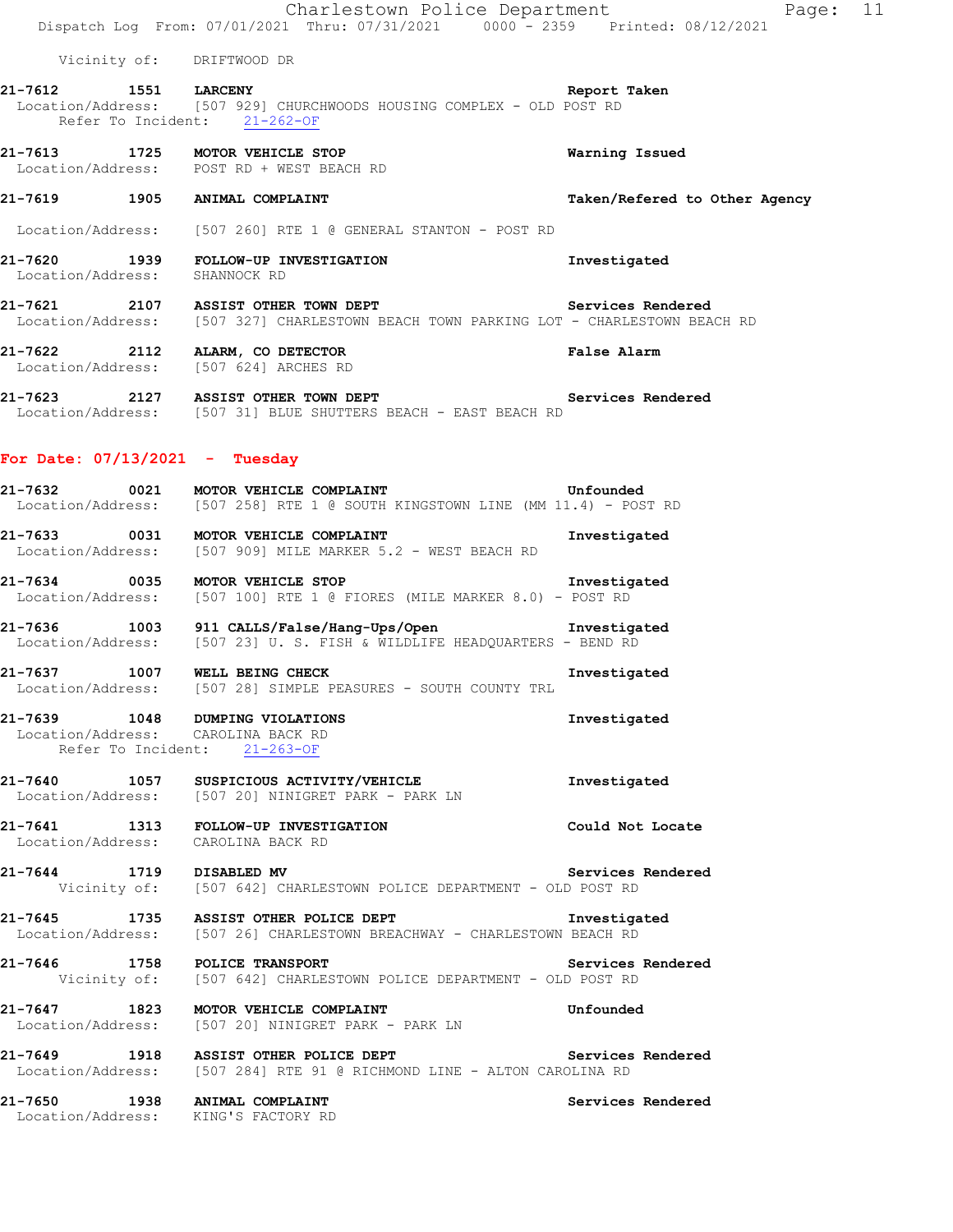Vicinity of: DRIFTWOOD DR

**21-7612 1551 LARCENY** — Report Taken
Location/Address: [507 929] CHURCHWOODS HOUSING COMPLEX - OLD POST RD
Refer To Incident: 21-262-OF

**21-7613 1725 MOTOR VEHICLE STOP** — Warning Issued
Location/Address: POST RD + WEST BEACH RD

**21-7619 1905 ANIMAL COMPLAINT** — Taken/Refered to Other Agency
Location/Address: [507 260] RTE 1 @ GENERAL STANTON - POST RD

**21-7620 1939 FOLLOW-UP INVESTIGATION** — Investigated
Location/Address: SHANNOCK RD

**21-7621 2107 ASSIST OTHER TOWN DEPT** — Services Rendered
Location/Address: [507 327] CHARLESTOWN BEACH TOWN PARKING LOT - CHARLESTOWN BEACH RD

**21-7622 2112 ALARM, CO DETECTOR** — False Alarm
Location/Address: [507 624] ARCHES RD

**21-7623 2127 ASSIST OTHER TOWN DEPT** — Services Rendered
Location/Address: [507 31] BLUE SHUTTERS BEACH - EAST BEACH RD

## For Date: 07/13/2021 - Tuesday

**21-7632 0021 MOTOR VEHICLE COMPLAINT** — Unfounded
Location/Address: [507 258] RTE 1 @ SOUTH KINGSTOWN LINE (MM 11.4) - POST RD

**21-7633 0031 MOTOR VEHICLE COMPLAINT** — Investigated
Location/Address: [507 909] MILE MARKER 5.2 - WEST BEACH RD

**21-7634 0035 MOTOR VEHICLE STOP** — Investigated
Location/Address: [507 100] RTE 1 @ FIORES (MILE MARKER 8.0) - POST RD

**21-7636 1003 911 CALLS/False/Hang-Ups/Open** — Investigated
Location/Address: [507 23] U. S. FISH & WILDLIFE HEADQUARTERS - BEND RD

**21-7637 1007 WELL BEING CHECK** — Investigated
Location/Address: [507 28] SIMPLE PEASURES - SOUTH COUNTY TRL

**21-7639 1048 DUMPING VIOLATIONS** — Investigated
Location/Address: CAROLINA BACK RD
Refer To Incident: 21-263-OF

**21-7640 1057 SUSPICIOUS ACTIVITY/VEHICLE** — Investigated
Location/Address: [507 20] NINIGRET PARK - PARK LN

**21-7641 1313 FOLLOW-UP INVESTIGATION** — Could Not Locate
Location/Address: CAROLINA BACK RD

**21-7644 1719 DISABLED MV** — Services Rendered
Vicinity of: [507 642] CHARLESTOWN POLICE DEPARTMENT - OLD POST RD

**21-7645 1735 ASSIST OTHER POLICE DEPT** — Investigated
Location/Address: [507 26] CHARLESTOWN BREACHWAY - CHARLESTOWN BEACH RD

**21-7646 1758 POLICE TRANSPORT** — Services Rendered
Vicinity of: [507 642] CHARLESTOWN POLICE DEPARTMENT - OLD POST RD

**21-7647 1823 MOTOR VEHICLE COMPLAINT** — Unfounded
Location/Address: [507 20] NINIGRET PARK - PARK LN

**21-7649 1918 ASSIST OTHER POLICE DEPT** — Services Rendered
Location/Address: [507 284] RTE 91 @ RICHMOND LINE - ALTON CAROLINA RD

**21-7650 1938 ANIMAL COMPLAINT** — Services Rendered
Location/Address: KING'S FACTORY RD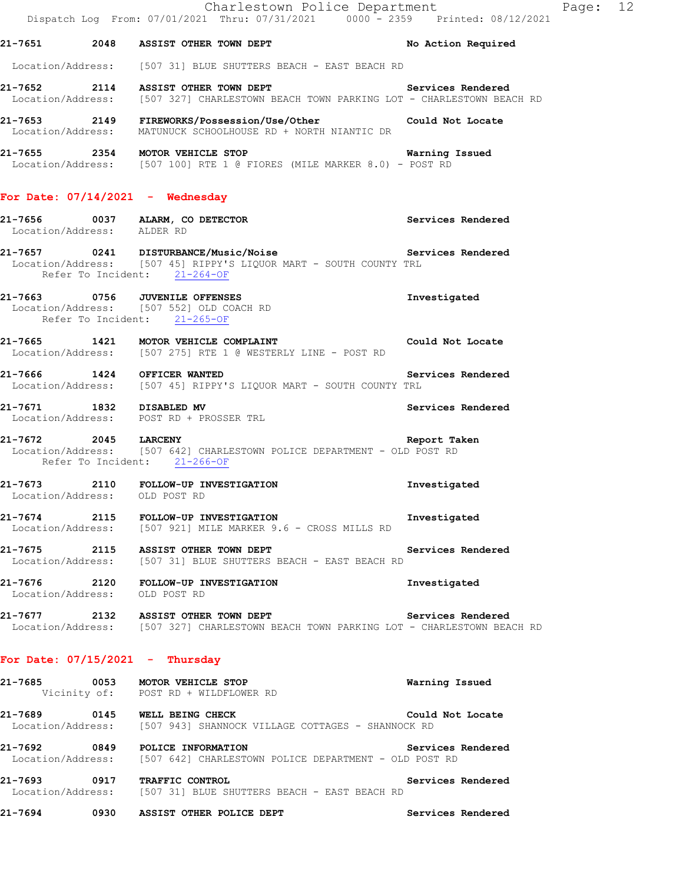21-7651 2048 ASSIST OTHER TOWN DEPT No Action Required
Location/Address: [507 31] BLUE SHUTTERS BEACH - EAST BEACH RD

21-7652 2114 ASSIST OTHER TOWN DEPT Services Rendered
Location/Address: [507 327] CHARLESTOWN BEACH TOWN PARKING LOT - CHARLESTOWN BEACH RD

21-7653 2149 FIREWORKS/Possession/Use/Other Could Not Locate
Location/Address: MATUNUCK SCHOOLHOUSE RD + NORTH NIANTIC DR

21-7655 2354 MOTOR VEHICLE STOP Warning Issued
Location/Address: [507 100] RTE 1 @ FIORES (MILE MARKER 8.0) - POST RD

## For Date: 07/14/2021 - Wednesday

21-7656 0037 ALARM, CO DETECTOR Services Rendered
Location/Address: ALDER RD

21-7657 0241 DISTURBANCE/Music/Noise Services Rendered
Location/Address: [507 45] RIPPY'S LIQUOR MART - SOUTH COUNTY TRL
Refer To Incident: 21-264-OF

21-7663 0756 JUVENILE OFFENSES Investigated
Location/Address: [507 552] OLD COACH RD
Refer To Incident: 21-265-OF

21-7665 1421 MOTOR VEHICLE COMPLAINT Could Not Locate
Location/Address: [507 275] RTE 1 @ WESTERLY LINE - POST RD

21-7666 1424 OFFICER WANTED Services Rendered
Location/Address: [507 45] RIPPY'S LIQUOR MART - SOUTH COUNTY TRL

21-7671 1832 DISABLED MV Services Rendered
Location/Address: POST RD + PROSSER TRL

21-7672 2045 LARCENY Report Taken
Location/Address: [507 642] CHARLESTOWN POLICE DEPARTMENT - OLD POST RD
Refer To Incident: 21-266-OF

21-7673 2110 FOLLOW-UP INVESTIGATION Investigated
Location/Address: OLD POST RD

21-7674 2115 FOLLOW-UP INVESTIGATION Investigated
Location/Address: [507 921] MILE MARKER 9.6 - CROSS MILLS RD

21-7675 2115 ASSIST OTHER TOWN DEPT Services Rendered
Location/Address: [507 31] BLUE SHUTTERS BEACH - EAST BEACH RD

21-7676 2120 FOLLOW-UP INVESTIGATION Investigated
Location/Address: OLD POST RD

21-7677 2132 ASSIST OTHER TOWN DEPT Services Rendered
Location/Address: [507 327] CHARLESTOWN BEACH TOWN PARKING LOT - CHARLESTOWN BEACH RD

## For Date: 07/15/2021 - Thursday

21-7685 0053 MOTOR VEHICLE STOP Warning Issued
Vicinity of: POST RD + WILDFLOWER RD

21-7689 0145 WELL BEING CHECK Could Not Locate
Location/Address: [507 943] SHANNOCK VILLAGE COTTAGES - SHANNOCK RD

21-7692 0849 POLICE INFORMATION Services Rendered
Location/Address: [507 642] CHARLESTOWN POLICE DEPARTMENT - OLD POST RD

21-7693 0917 TRAFFIC CONTROL Services Rendered
Location/Address: [507 31] BLUE SHUTTERS BEACH - EAST BEACH RD

21-7694 0930 ASSIST OTHER POLICE DEPT Services Rendered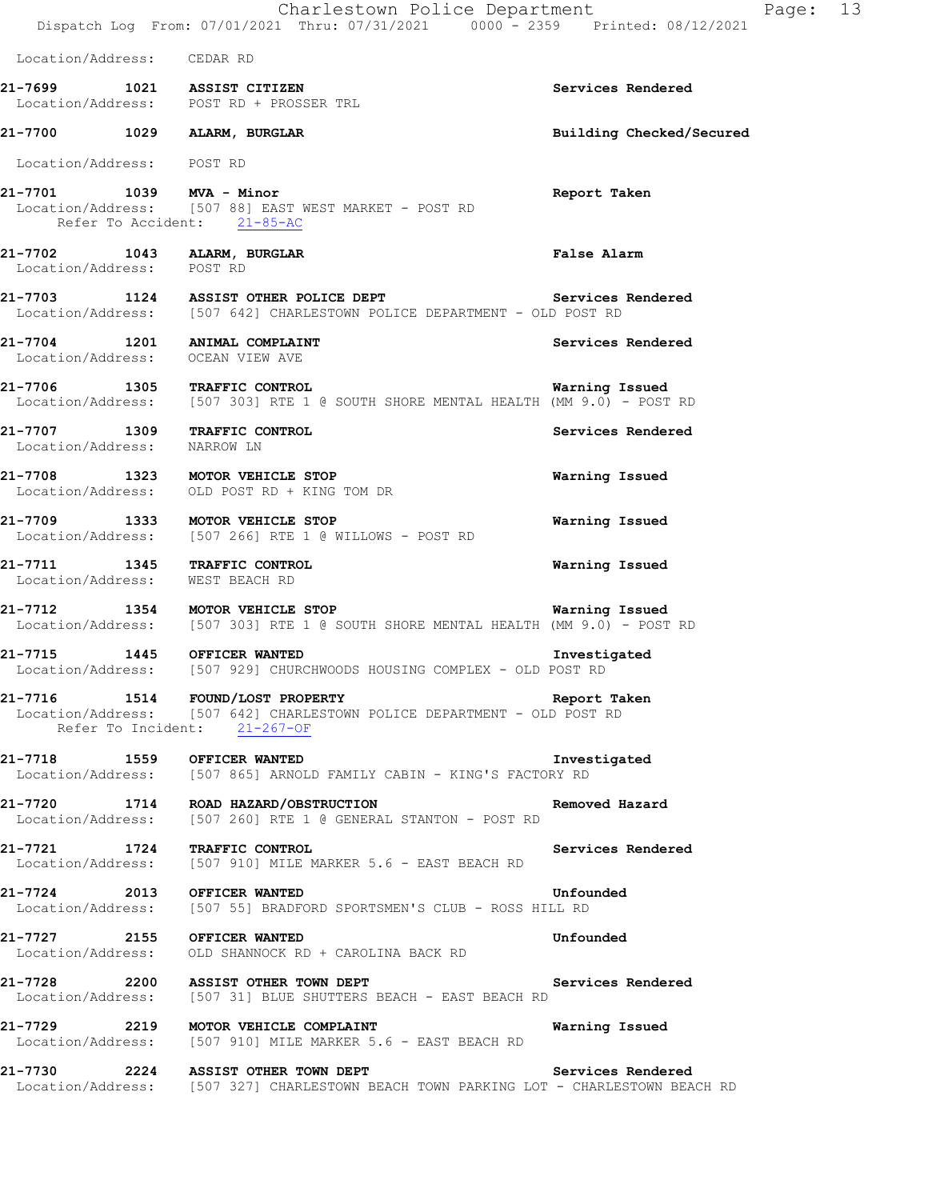Location/Address: CEDAR RD

**21-7699 1021 ASSIST CITIZEN** **Services Rendered**
Location/Address: POST RD + PROSSER TRL

**21-7700 1029 ALARM, BURGLAR** **Building Checked/Secured**
Location/Address: POST RD

**21-7701 1039 MVA - Minor** **Report Taken**
Location/Address: [507 88] EAST WEST MARKET - POST RD
Refer To Accident: 21-85-AC

**21-7702 1043 ALARM, BURGLAR** **False Alarm**
Location/Address: POST RD

**21-7703 1124 ASSIST OTHER POLICE DEPT** **Services Rendered**
Location/Address: [507 642] CHARLESTOWN POLICE DEPARTMENT - OLD POST RD

**21-7704 1201 ANIMAL COMPLAINT** **Services Rendered**
Location/Address: OCEAN VIEW AVE

**21-7706 1305 TRAFFIC CONTROL** **Warning Issued**
Location/Address: [507 303] RTE 1 @ SOUTH SHORE MENTAL HEALTH (MM 9.0) - POST RD

**21-7707 1309 TRAFFIC CONTROL** **Services Rendered**
Location/Address: NARROW LN

**21-7708 1323 MOTOR VEHICLE STOP** **Warning Issued**
Location/Address: OLD POST RD + KING TOM DR

**21-7709 1333 MOTOR VEHICLE STOP** **Warning Issued**
Location/Address: [507 266] RTE 1 @ WILLOWS - POST RD

**21-7711 1345 TRAFFIC CONTROL** **Warning Issued**
Location/Address: WEST BEACH RD

**21-7712 1354 MOTOR VEHICLE STOP** **Warning Issued**
Location/Address: [507 303] RTE 1 @ SOUTH SHORE MENTAL HEALTH (MM 9.0) - POST RD

**21-7715 1445 OFFICER WANTED** **Investigated**
Location/Address: [507 929] CHURCHWOODS HOUSING COMPLEX - OLD POST RD

**21-7716 1514 FOUND/LOST PROPERTY** **Report Taken**
Location/Address: [507 642] CHARLESTOWN POLICE DEPARTMENT - OLD POST RD
Refer To Incident: 21-267-OF

**21-7718 1559 OFFICER WANTED** **Investigated**
Location/Address: [507 865] ARNOLD FAMILY CABIN - KING'S FACTORY RD

**21-7720 1714 ROAD HAZARD/OBSTRUCTION** **Removed Hazard**
Location/Address: [507 260] RTE 1 @ GENERAL STANTON - POST RD

**21-7721 1724 TRAFFIC CONTROL** **Services Rendered**
Location/Address: [507 910] MILE MARKER 5.6 - EAST BEACH RD

**21-7724 2013 OFFICER WANTED** **Unfounded**
Location/Address: [507 55] BRADFORD SPORTSMEN'S CLUB - ROSS HILL RD

**21-7727 2155 OFFICER WANTED** **Unfounded**
Location/Address: OLD SHANNOCK RD + CAROLINA BACK RD

**21-7728 2200 ASSIST OTHER TOWN DEPT** **Services Rendered**
Location/Address: [507 31] BLUE SHUTTERS BEACH - EAST BEACH RD

**21-7729 2219 MOTOR VEHICLE COMPLAINT** **Warning Issued**
Location/Address: [507 910] MILE MARKER 5.6 - EAST BEACH RD

**21-7730 2224 ASSIST OTHER TOWN DEPT** **Services Rendered**
Location/Address: [507 327] CHARLESTOWN BEACH TOWN PARKING LOT - CHARLESTOWN BEACH RD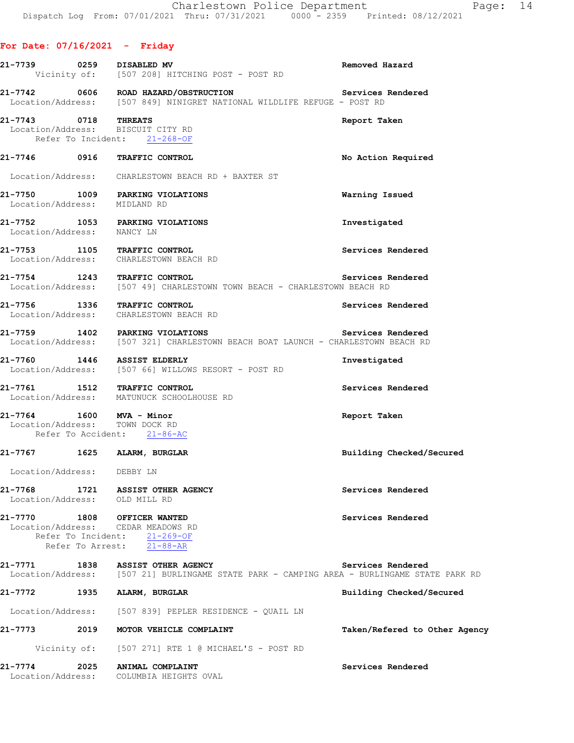## For Date: 07/16/2021 - Friday

**21-7739 0259 DISABLED MV** — Removed Hazard
Vicinity of: [507 208] HITCHING POST - POST RD

**21-7742 0606 ROAD HAZARD/OBSTRUCTION** — Services Rendered
Location/Address: [507 849] NINIGRET NATIONAL WILDLIFE REFUGE - POST RD

**21-7743 0718 THREATS** — Report Taken
Location/Address: BISCUIT CITY RD
Refer To Incident: 21-268-OF

**21-7746 0916 TRAFFIC CONTROL** — No Action Required
Location/Address: CHARLESTOWN BEACH RD + BAXTER ST

**21-7750 1009 PARKING VIOLATIONS** — Warning Issued
Location/Address: MIDLAND RD

**21-7752 1053 PARKING VIOLATIONS** — Investigated
Location/Address: NANCY LN

**21-7753 1105 TRAFFIC CONTROL** — Services Rendered
Location/Address: CHARLESTOWN BEACH RD

**21-7754 1243 TRAFFIC CONTROL** — Services Rendered
Location/Address: [507 49] CHARLESTOWN TOWN BEACH - CHARLESTOWN BEACH RD

**21-7756 1336 TRAFFIC CONTROL** — Services Rendered
Location/Address: CHARLESTOWN BEACH RD

**21-7759 1402 PARKING VIOLATIONS** — Services Rendered
Location/Address: [507 321] CHARLESTOWN BEACH BOAT LAUNCH - CHARLESTOWN BEACH RD

**21-7760 1446 ASSIST ELDERLY** — Investigated
Location/Address: [507 66] WILLOWS RESORT - POST RD

**21-7761 1512 TRAFFIC CONTROL** — Services Rendered
Location/Address: MATUNUCK SCHOOLHOUSE RD

**21-7764 1600 MVA - Minor** — Report Taken
Location/Address: TOWN DOCK RD
Refer To Accident: 21-86-AC

**21-7767 1625 ALARM, BURGLAR** — Building Checked/Secured
Location/Address: DEBBY LN

**21-7768 1721 ASSIST OTHER AGENCY** — Services Rendered
Location/Address: OLD MILL RD

**21-7770 1808 OFFICER WANTED** — Services Rendered
Location/Address: CEDAR MEADOWS RD
Refer To Incident: 21-269-OF
Refer To Arrest: 21-88-AR

**21-7771 1838 ASSIST OTHER AGENCY** — Services Rendered
Location/Address: [507 21] BURLINGAME STATE PARK - CAMPING AREA - BURLINGAME STATE PARK RD

**21-7772 1935 ALARM, BURGLAR** — Building Checked/Secured
Location/Address: [507 839] PEPLER RESIDENCE - QUAIL LN

**21-7773 2019 MOTOR VEHICLE COMPLAINT** — Taken/Refered to Other Agency
Vicinity of: [507 271] RTE 1 @ MICHAEL'S - POST RD

**21-7774 2025 ANIMAL COMPLAINT** — Services Rendered
Location/Address: COLUMBIA HEIGHTS OVAL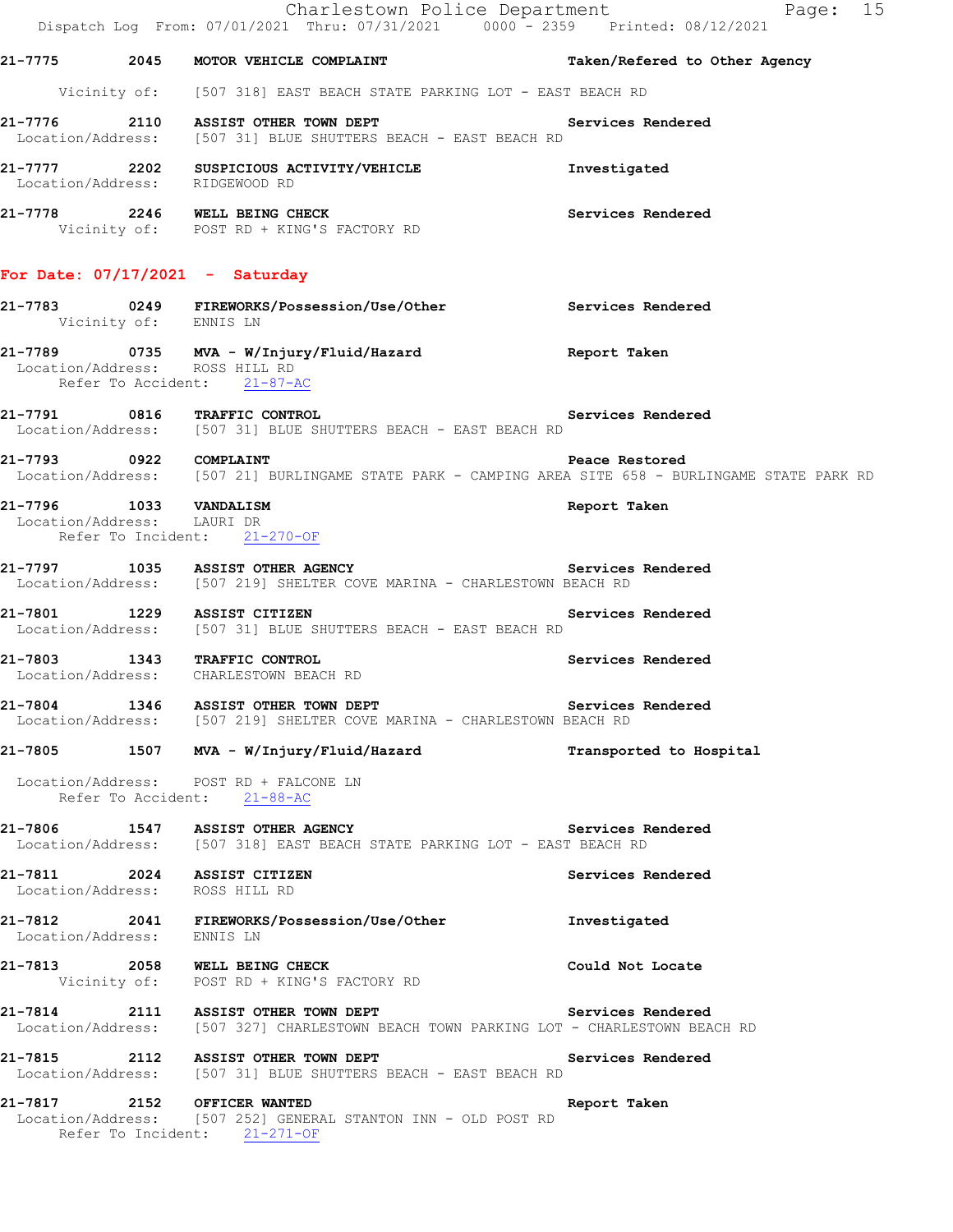**21-7775 2045 MOTOR VEHICLE COMPLAINT** — Taken/Refered to Other Agency
Vicinity of: [507 318] EAST BEACH STATE PARKING LOT - EAST BEACH RD

**21-7776 2110 ASSIST OTHER TOWN DEPT** — Services Rendered
Location/Address: [507 31] BLUE SHUTTERS BEACH - EAST BEACH RD

**21-7777 2202 SUSPICIOUS ACTIVITY/VEHICLE** — Investigated
Location/Address: RIDGEWOOD RD

**21-7778 2246 WELL BEING CHECK** — Services Rendered
Vicinity of: POST RD + KING'S FACTORY RD

## For Date: 07/17/2021 - Saturday

**21-7783 0249 FIREWORKS/Possession/Use/Other** — Services Rendered
Vicinity of: ENNIS LN

**21-7789 0735 MVA - W/Injury/Fluid/Hazard** — Report Taken
Location/Address: ROSS HILL RD
Refer To Accident: 21-87-AC

**21-7791 0816 TRAFFIC CONTROL** — Services Rendered
Location/Address: [507 31] BLUE SHUTTERS BEACH - EAST BEACH RD

**21-7793 0922 COMPLAINT** — Peace Restored
Location/Address: [507 21] BURLINGAME STATE PARK - CAMPING AREA SITE 658 - BURLINGAME STATE PARK RD

**21-7796 1033 VANDALISM** — Report Taken
Location/Address: LAURI DR
Refer To Incident: 21-270-OF

**21-7797 1035 ASSIST OTHER AGENCY** — Services Rendered
Location/Address: [507 219] SHELTER COVE MARINA - CHARLESTOWN BEACH RD

**21-7801 1229 ASSIST CITIZEN** — Services Rendered
Location/Address: [507 31] BLUE SHUTTERS BEACH - EAST BEACH RD

**21-7803 1343 TRAFFIC CONTROL** — Services Rendered
Location/Address: CHARLESTOWN BEACH RD

**21-7804 1346 ASSIST OTHER TOWN DEPT** — Services Rendered
Location/Address: [507 219] SHELTER COVE MARINA - CHARLESTOWN BEACH RD

**21-7805 1507 MVA - W/Injury/Fluid/Hazard** — Transported to Hospital
Location/Address: POST RD + FALCONE LN
Refer To Accident: 21-88-AC

**21-7806 1547 ASSIST OTHER AGENCY** — Services Rendered
Location/Address: [507 318] EAST BEACH STATE PARKING LOT - EAST BEACH RD

**21-7811 2024 ASSIST CITIZEN** — Services Rendered
Location/Address: ROSS HILL RD

**21-7812 2041 FIREWORKS/Possession/Use/Other** — Investigated
Location/Address: ENNIS LN

**21-7813 2058 WELL BEING CHECK** — Could Not Locate
Vicinity of: POST RD + KING'S FACTORY RD

**21-7814 2111 ASSIST OTHER TOWN DEPT** — Services Rendered
Location/Address: [507 327] CHARLESTOWN BEACH TOWN PARKING LOT - CHARLESTOWN BEACH RD

**21-7815 2112 ASSIST OTHER TOWN DEPT** — Services Rendered
Location/Address: [507 31] BLUE SHUTTERS BEACH - EAST BEACH RD

**21-7817 2152 OFFICER WANTED** — Report Taken
Location/Address: [507 252] GENERAL STANTON INN - OLD POST RD
Refer To Incident: 21-271-OF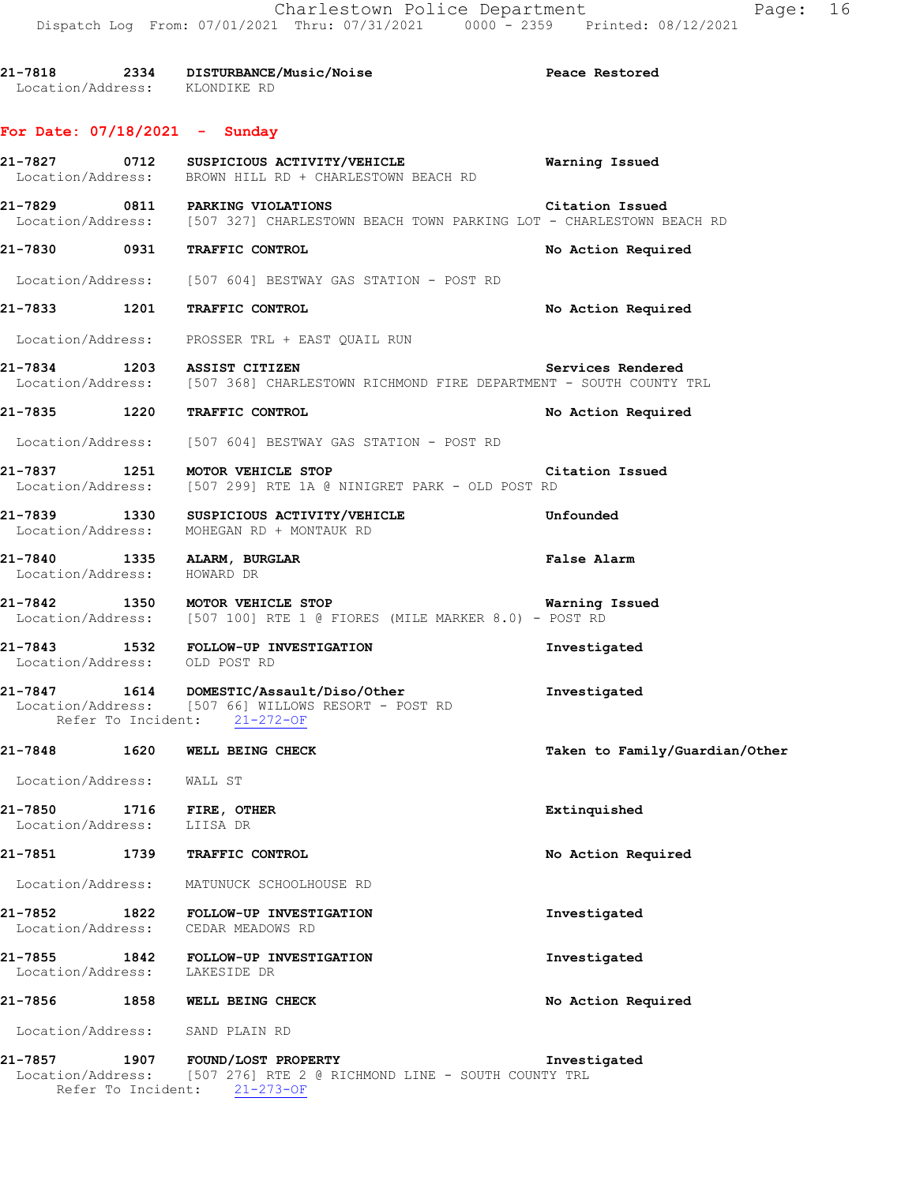21-7818 2334 **DISTURBANCE/Music/Noise** **Peace Restored**
Location/Address: KLONDIKE RD

## For Date: 07/18/2021 - Sunday

21-7827 0712 **SUSPICIOUS ACTIVITY/VEHICLE** **Warning Issued**
Location/Address: BROWN HILL RD + CHARLESTOWN BEACH RD

21-7829 0811 **PARKING VIOLATIONS** **Citation Issued**
Location/Address: [507 327] CHARLESTOWN BEACH TOWN PARKING LOT - CHARLESTOWN BEACH RD

21-7830 0931 **TRAFFIC CONTROL** **No Action Required**
Location/Address: [507 604] BESTWAY GAS STATION - POST RD

21-7833 1201 **TRAFFIC CONTROL** **No Action Required**
Location/Address: PROSSER TRL + EAST QUAIL RUN

21-7834 1203 **ASSIST CITIZEN** **Services Rendered**
Location/Address: [507 368] CHARLESTOWN RICHMOND FIRE DEPARTMENT - SOUTH COUNTY TRL

21-7835 1220 **TRAFFIC CONTROL** **No Action Required**
Location/Address: [507 604] BESTWAY GAS STATION - POST RD

21-7837 1251 **MOTOR VEHICLE STOP** **Citation Issued**
Location/Address: [507 299] RTE 1A @ NINIGRET PARK - OLD POST RD

21-7839 1330 **SUSPICIOUS ACTIVITY/VEHICLE** **Unfounded**
Location/Address: MOHEGAN RD + MONTAUK RD

21-7840 1335 **ALARM, BURGLAR** **False Alarm**
Location/Address: HOWARD DR

21-7842 1350 **MOTOR VEHICLE STOP** **Warning Issued**
Location/Address: [507 100] RTE 1 @ FIORES (MILE MARKER 8.0) - POST RD

21-7843 1532 **FOLLOW-UP INVESTIGATION** **Investigated**
Location/Address: OLD POST RD

21-7847 1614 **DOMESTIC/Assault/Diso/Other** **Investigated**
Location/Address: [507 66] WILLOWS RESORT - POST RD
Refer To Incident: 21-272-OF

21-7848 1620 **WELL BEING CHECK** **Taken to Family/Guardian/Other**
Location/Address: WALL ST

21-7850 1716 **FIRE, OTHER** **Extinquished**
Location/Address: LIISA DR

21-7851 1739 **TRAFFIC CONTROL** **No Action Required**
Location/Address: MATUNUCK SCHOOLHOUSE RD

21-7852 1822 **FOLLOW-UP INVESTIGATION** **Investigated**
Location/Address: CEDAR MEADOWS RD

21-7855 1842 **FOLLOW-UP INVESTIGATION** **Investigated**
Location/Address: LAKESIDE DR

21-7856 1858 **WELL BEING CHECK** **No Action Required**
Location/Address: SAND PLAIN RD

21-7857 1907 **FOUND/LOST PROPERTY** **Investigated**
Location/Address: [507 276] RTE 2 @ RICHMOND LINE - SOUTH COUNTY TRL
Refer To Incident: 21-273-OF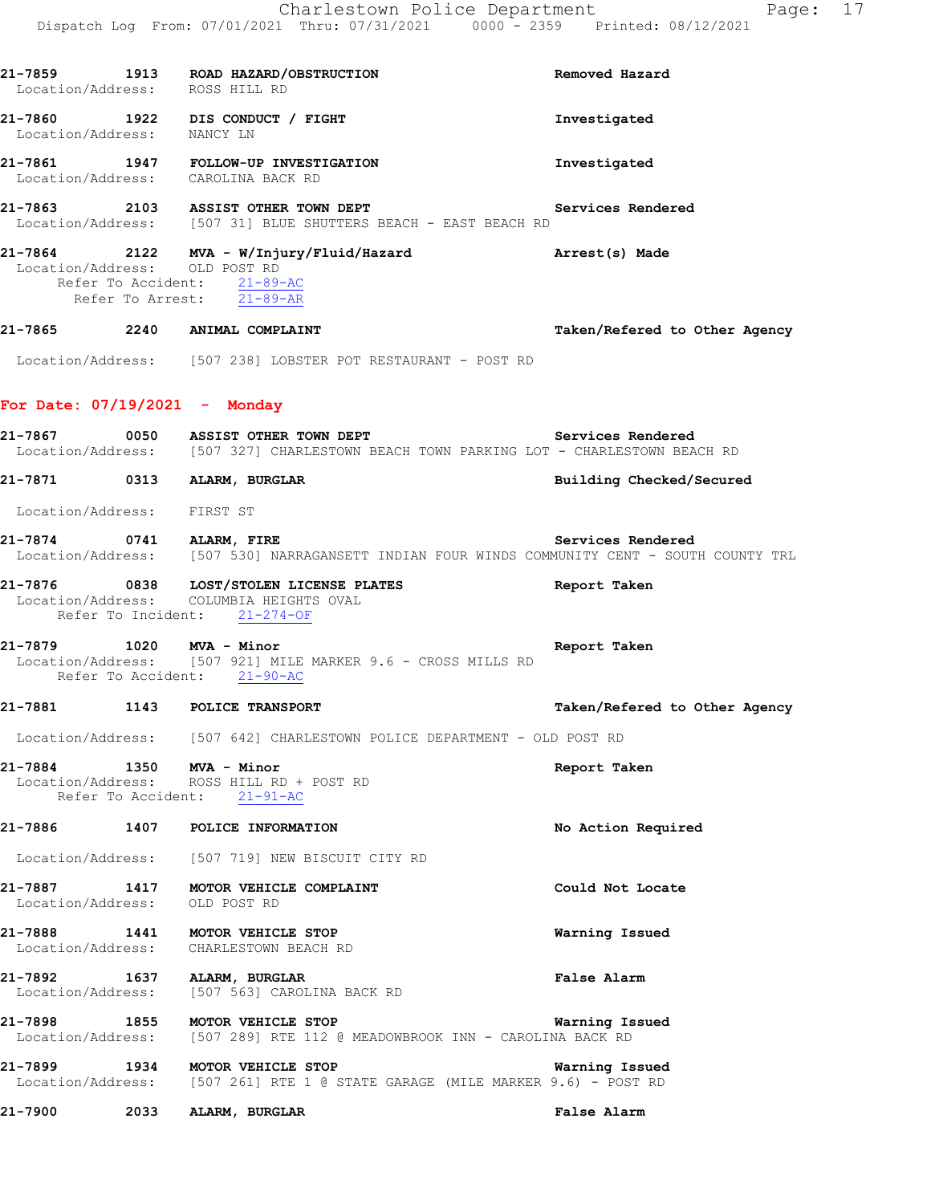21-7859 1913 **ROAD HAZARD/OBSTRUCTION** **Removed Hazard**
Location/Address: ROSS HILL RD

21-7860 1922 **DIS CONDUCT / FIGHT** **Investigated**
Location/Address: NANCY LN

21-7861 1947 **FOLLOW-UP INVESTIGATION** **Investigated**
Location/Address: CAROLINA BACK RD

21-7863 2103 **ASSIST OTHER TOWN DEPT** **Services Rendered**
Location/Address: [507 31] BLUE SHUTTERS BEACH - EAST BEACH RD

21-7864 2122 **MVA - W/Injury/Fluid/Hazard** **Arrest(s) Made**
Location/Address: OLD POST RD
Refer To Accident: 21-89-AC
Refer To Arrest: 21-89-AR

21-7865 2240 **ANIMAL COMPLAINT** **Taken/Refered to Other Agency**
Location/Address: [507 238] LOBSTER POT RESTAURANT - POST RD

## For Date: 07/19/2021 - Monday

21-7867 0050 **ASSIST OTHER TOWN DEPT** **Services Rendered**
Location/Address: [507 327] CHARLESTOWN BEACH TOWN PARKING LOT - CHARLESTOWN BEACH RD

21-7871 0313 **ALARM, BURGLAR** **Building Checked/Secured**
Location/Address: FIRST ST

21-7874 0741 **ALARM, FIRE** **Services Rendered**
Location/Address: [507 530] NARRAGANSETT INDIAN FOUR WINDS COMMUNITY CENT - SOUTH COUNTY TRL

21-7876 0838 **LOST/STOLEN LICENSE PLATES** **Report Taken**
Location/Address: COLUMBIA HEIGHTS OVAL
Refer To Incident: 21-274-OF

21-7879 1020 **MVA - Minor** **Report Taken**
Location/Address: [507 921] MILE MARKER 9.6 - CROSS MILLS RD
Refer To Accident: 21-90-AC

21-7881 1143 **POLICE TRANSPORT** **Taken/Refered to Other Agency**
Location/Address: [507 642] CHARLESTOWN POLICE DEPARTMENT - OLD POST RD

21-7884 1350 **MVA - Minor** **Report Taken**
Location/Address: ROSS HILL RD + POST RD
Refer To Accident: 21-91-AC

21-7886 1407 **POLICE INFORMATION** **No Action Required**
Location/Address: [507 719] NEW BISCUIT CITY RD

21-7887 1417 **MOTOR VEHICLE COMPLAINT** **Could Not Locate**
Location/Address: OLD POST RD

21-7888 1441 **MOTOR VEHICLE STOP** **Warning Issued**
Location/Address: CHARLESTOWN BEACH RD

21-7892 1637 **ALARM, BURGLAR** **False Alarm**
Location/Address: [507 563] CAROLINA BACK RD

21-7898 1855 **MOTOR VEHICLE STOP** **Warning Issued**
Location/Address: [507 289] RTE 112 @ MEADOWBROOK INN - CAROLINA BACK RD

21-7899 1934 **MOTOR VEHICLE STOP** **Warning Issued**
Location/Address: [507 261] RTE 1 @ STATE GARAGE (MILE MARKER 9.6) - POST RD

21-7900 2033 **ALARM, BURGLAR** **False Alarm**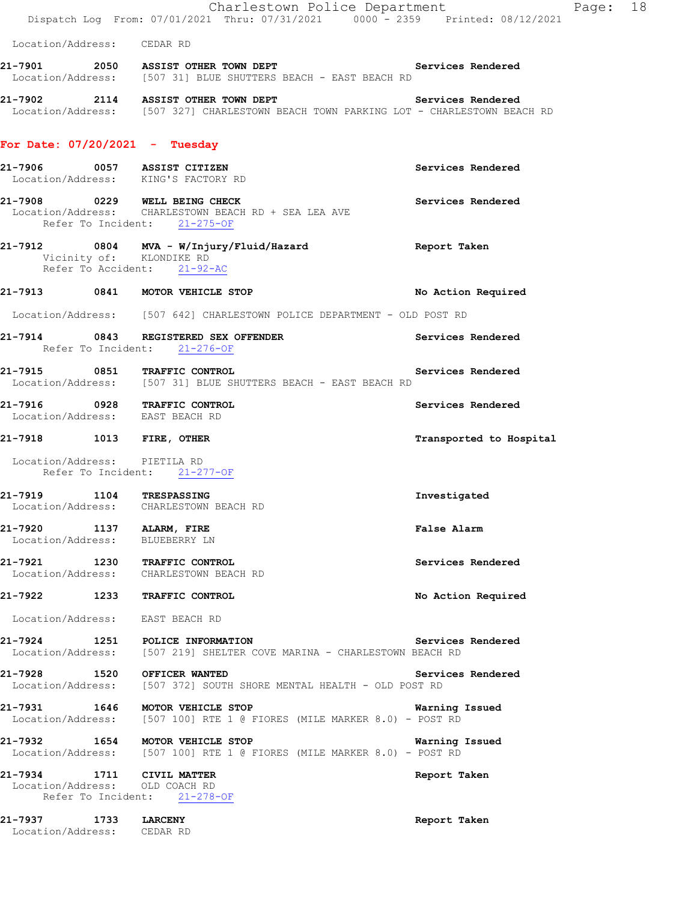Location/Address: CEDAR RD

**21-7901 2050 ASSIST OTHER TOWN DEPT** Services Rendered
Location/Address: [507 31] BLUE SHUTTERS BEACH - EAST BEACH RD

**21-7902 2114 ASSIST OTHER TOWN DEPT** Services Rendered
Location/Address: [507 327] CHARLESTOWN BEACH TOWN PARKING LOT - CHARLESTOWN BEACH RD

## For Date: 07/20/2021 - Tuesday

**21-7906 0057 ASSIST CITIZEN** Services Rendered
Location/Address: KING'S FACTORY RD

**21-7908 0229 WELL BEING CHECK** Services Rendered
Location/Address: CHARLESTOWN BEACH RD + SEA LEA AVE
Refer To Incident: 21-275-OF

**21-7912 0804 MVA - W/Injury/Fluid/Hazard** Report Taken
Vicinity of: KLONDIKE RD
Refer To Accident: 21-92-AC

**21-7913 0841 MOTOR VEHICLE STOP** No Action Required
Location/Address: [507 642] CHARLESTOWN POLICE DEPARTMENT - OLD POST RD

**21-7914 0843 REGISTERED SEX OFFENDER** Services Rendered
Refer To Incident: 21-276-OF

**21-7915 0851 TRAFFIC CONTROL** Services Rendered
Location/Address: [507 31] BLUE SHUTTERS BEACH - EAST BEACH RD

**21-7916 0928 TRAFFIC CONTROL** Services Rendered
Location/Address: EAST BEACH RD

**21-7918 1013 FIRE, OTHER** Transported to Hospital
Location/Address: PIETILA RD
Refer To Incident: 21-277-OF

**21-7919 1104 TRESPASSING** Investigated
Location/Address: CHARLESTOWN BEACH RD

**21-7920 1137 ALARM, FIRE** False Alarm
Location/Address: BLUEBERRY LN

**21-7921 1230 TRAFFIC CONTROL** Services Rendered
Location/Address: CHARLESTOWN BEACH RD

**21-7922 1233 TRAFFIC CONTROL** No Action Required
Location/Address: EAST BEACH RD

**21-7924 1251 POLICE INFORMATION** Services Rendered
Location/Address: [507 219] SHELTER COVE MARINA - CHARLESTOWN BEACH RD

**21-7928 1520 OFFICER WANTED** Services Rendered
Location/Address: [507 372] SOUTH SHORE MENTAL HEALTH - OLD POST RD

**21-7931 1646 MOTOR VEHICLE STOP** Warning Issued
Location/Address: [507 100] RTE 1 @ FIORES (MILE MARKER 8.0) - POST RD

**21-7932 1654 MOTOR VEHICLE STOP** Warning Issued
Location/Address: [507 100] RTE 1 @ FIORES (MILE MARKER 8.0) - POST RD

**21-7934 1711 CIVIL MATTER** Report Taken
Location/Address: OLD COACH RD
Refer To Incident: 21-278-OF

**21-7937 1733 LARCENY** Report Taken
Location/Address: CEDAR RD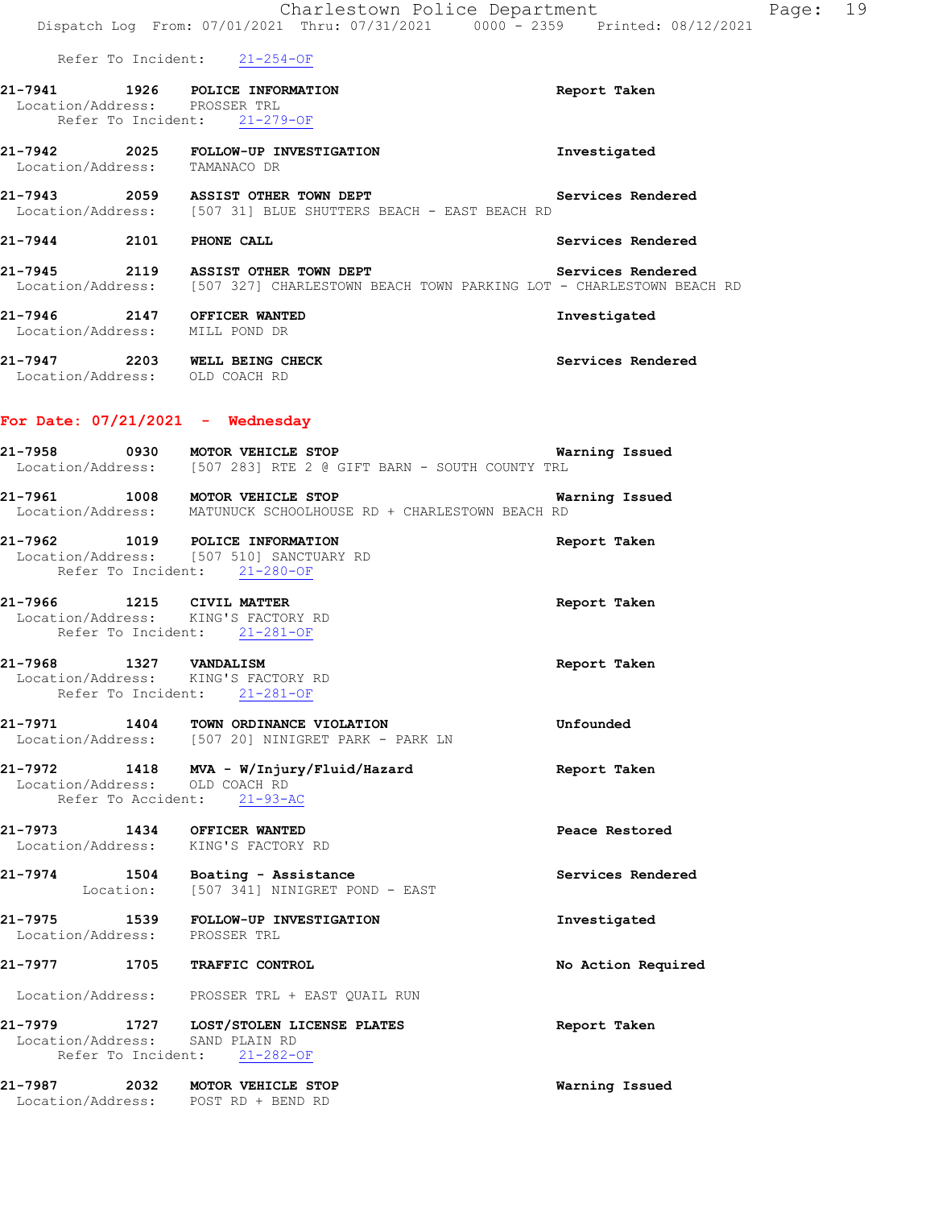Refer To Incident: 21-254-OF

**21-7941** 1926 **POLICE INFORMATION** Report Taken
Location/Address: PROSSER TRL
Refer To Incident: 21-279-OF

**21-7942** 2025 **FOLLOW-UP INVESTIGATION** Investigated
Location/Address: TAMANACO DR

**21-7943** 2059 **ASSIST OTHER TOWN DEPT** Services Rendered
Location/Address: [507 31] BLUE SHUTTERS BEACH - EAST BEACH RD

**21-7944** 2101 **PHONE CALL** Services Rendered

**21-7945** 2119 **ASSIST OTHER TOWN DEPT** Services Rendered
Location/Address: [507 327] CHARLESTOWN BEACH TOWN PARKING LOT - CHARLESTOWN BEACH RD

**21-7946** 2147 **OFFICER WANTED** Investigated
Location/Address: MILL POND DR

**21-7947** 2203 **WELL BEING CHECK** Services Rendered
Location/Address: OLD COACH RD

## For Date: 07/21/2021 - Wednesday

**21-7958** 0930 **MOTOR VEHICLE STOP** Warning Issued
Location/Address: [507 283] RTE 2 @ GIFT BARN - SOUTH COUNTY TRL

**21-7961** 1008 **MOTOR VEHICLE STOP** Warning Issued
Location/Address: MATUNUCK SCHOOLHOUSE RD + CHARLESTOWN BEACH RD

**21-7962** 1019 **POLICE INFORMATION** Report Taken
Location/Address: [507 510] SANCTUARY RD
Refer To Incident: 21-280-OF

**21-7966** 1215 **CIVIL MATTER** Report Taken
Location/Address: KING'S FACTORY RD
Refer To Incident: 21-281-OF

**21-7968** 1327 **VANDALISM** Report Taken
Location/Address: KING'S FACTORY RD
Refer To Incident: 21-281-OF

**21-7971** 1404 **TOWN ORDINANCE VIOLATION** Unfounded
Location/Address: [507 20] NINIGRET PARK - PARK LN

**21-7972** 1418 **MVA - W/Injury/Fluid/Hazard** Report Taken
Location/Address: OLD COACH RD
Refer To Accident: 21-93-AC

**21-7973** 1434 **OFFICER WANTED** Peace Restored
Location/Address: KING'S FACTORY RD

**21-7974** 1504 **Boating - Assistance** Services Rendered
Location: [507 341] NINIGRET POND - EAST

**21-7975** 1539 **FOLLOW-UP INVESTIGATION** Investigated
Location/Address: PROSSER TRL

**21-7977** 1705 **TRAFFIC CONTROL** No Action Required
Location/Address: PROSSER TRL + EAST QUAIL RUN

**21-7979** 1727 **LOST/STOLEN LICENSE PLATES** Report Taken
Location/Address: SAND PLAIN RD
Refer To Incident: 21-282-OF

**21-7987** 2032 **MOTOR VEHICLE STOP** Warning Issued
Location/Address: POST RD + BEND RD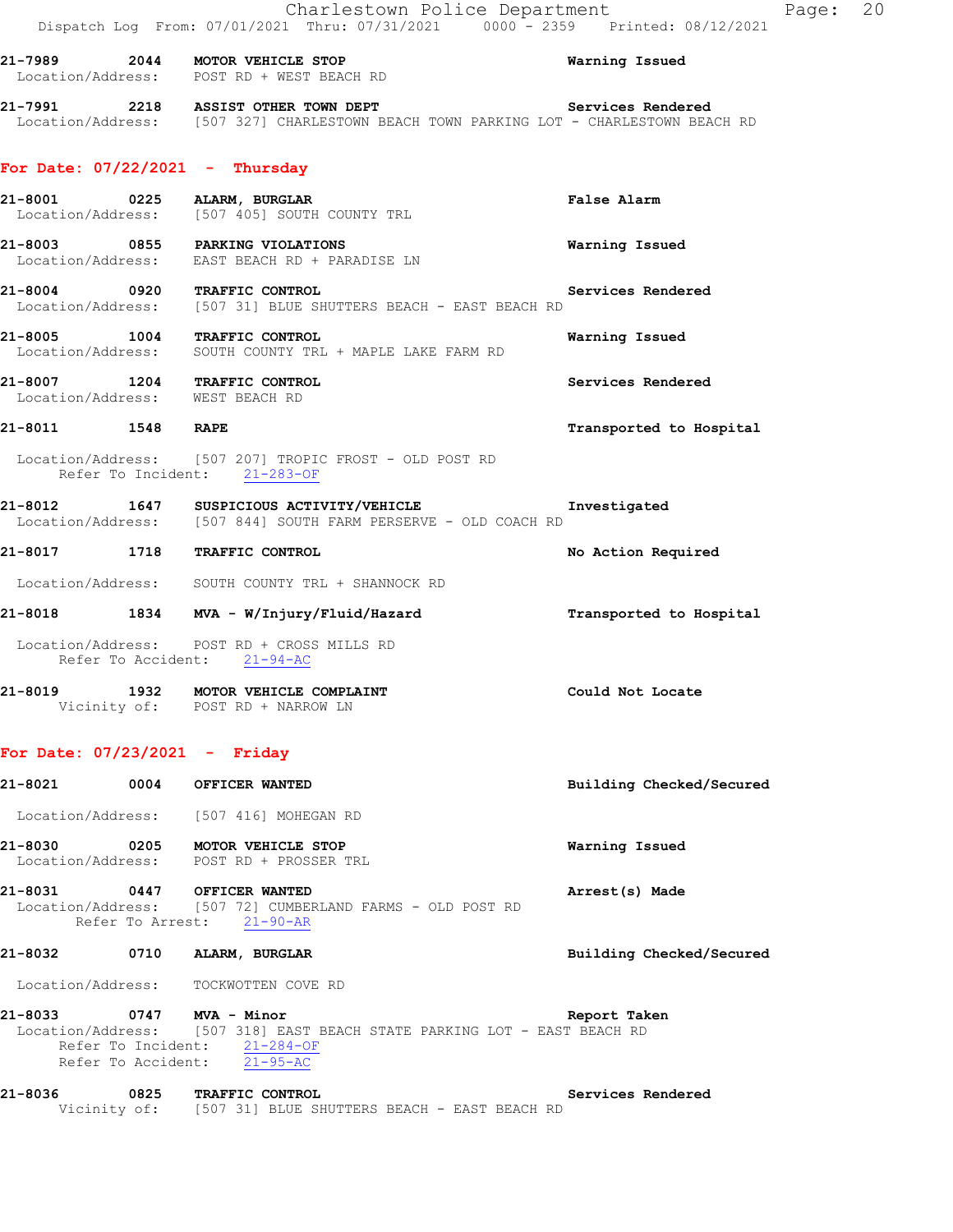21-7989 2044 **MOTOR VEHICLE STOP** Warning Issued
Location/Address: POST RD + WEST BEACH RD

21-7991 2218 **ASSIST OTHER TOWN DEPT** Services Rendered
Location/Address: [507 327] CHARLESTOWN BEACH TOWN PARKING LOT - CHARLESTOWN BEACH RD

## For Date: 07/22/2021 - Thursday

21-8001 0225 **ALARM, BURGLAR** False Alarm
Location/Address: [507 405] SOUTH COUNTY TRL

21-8003 0855 **PARKING VIOLATIONS** Warning Issued
Location/Address: EAST BEACH RD + PARADISE LN

21-8004 0920 **TRAFFIC CONTROL** Services Rendered
Location/Address: [507 31] BLUE SHUTTERS BEACH - EAST BEACH RD

21-8005 1004 **TRAFFIC CONTROL** Warning Issued
Location/Address: SOUTH COUNTY TRL + MAPLE LAKE FARM RD

21-8007 1204 **TRAFFIC CONTROL** Services Rendered
Location/Address: WEST BEACH RD

21-8011 1548 **RAPE** Transported to Hospital
Location/Address: [507 207] TROPIC FROST - OLD POST RD
Refer To Incident: 21-283-OF

21-8012 1647 **SUSPICIOUS ACTIVITY/VEHICLE** Investigated
Location/Address: [507 844] SOUTH FARM PERSERVE - OLD COACH RD

21-8017 1718 **TRAFFIC CONTROL** No Action Required
Location/Address: SOUTH COUNTY TRL + SHANNOCK RD

21-8018 1834 **MVA - W/Injury/Fluid/Hazard** Transported to Hospital
Location/Address: POST RD + CROSS MILLS RD
Refer To Accident: 21-94-AC

21-8019 1932 **MOTOR VEHICLE COMPLAINT** Could Not Locate
Vicinity of: POST RD + NARROW LN

## For Date: 07/23/2021 - Friday

21-8021 0004 **OFFICER WANTED** Building Checked/Secured
Location/Address: [507 416] MOHEGAN RD

21-8030 0205 **MOTOR VEHICLE STOP** Warning Issued
Location/Address: POST RD + PROSSER TRL

21-8031 0447 **OFFICER WANTED** Arrest(s) Made
Location/Address: [507 72] CUMBERLAND FARMS - OLD POST RD
Refer To Arrest: 21-90-AR

21-8032 0710 **ALARM, BURGLAR** Building Checked/Secured
Location/Address: TOCKWOTTEN COVE RD

21-8033 0747 **MVA - Minor** Report Taken
Location/Address: [507 318] EAST BEACH STATE PARKING LOT - EAST BEACH RD
Refer To Incident: 21-284-OF
Refer To Accident: 21-95-AC

21-8036 0825 **TRAFFIC CONTROL** Services Rendered
Vicinity of: [507 31] BLUE SHUTTERS BEACH - EAST BEACH RD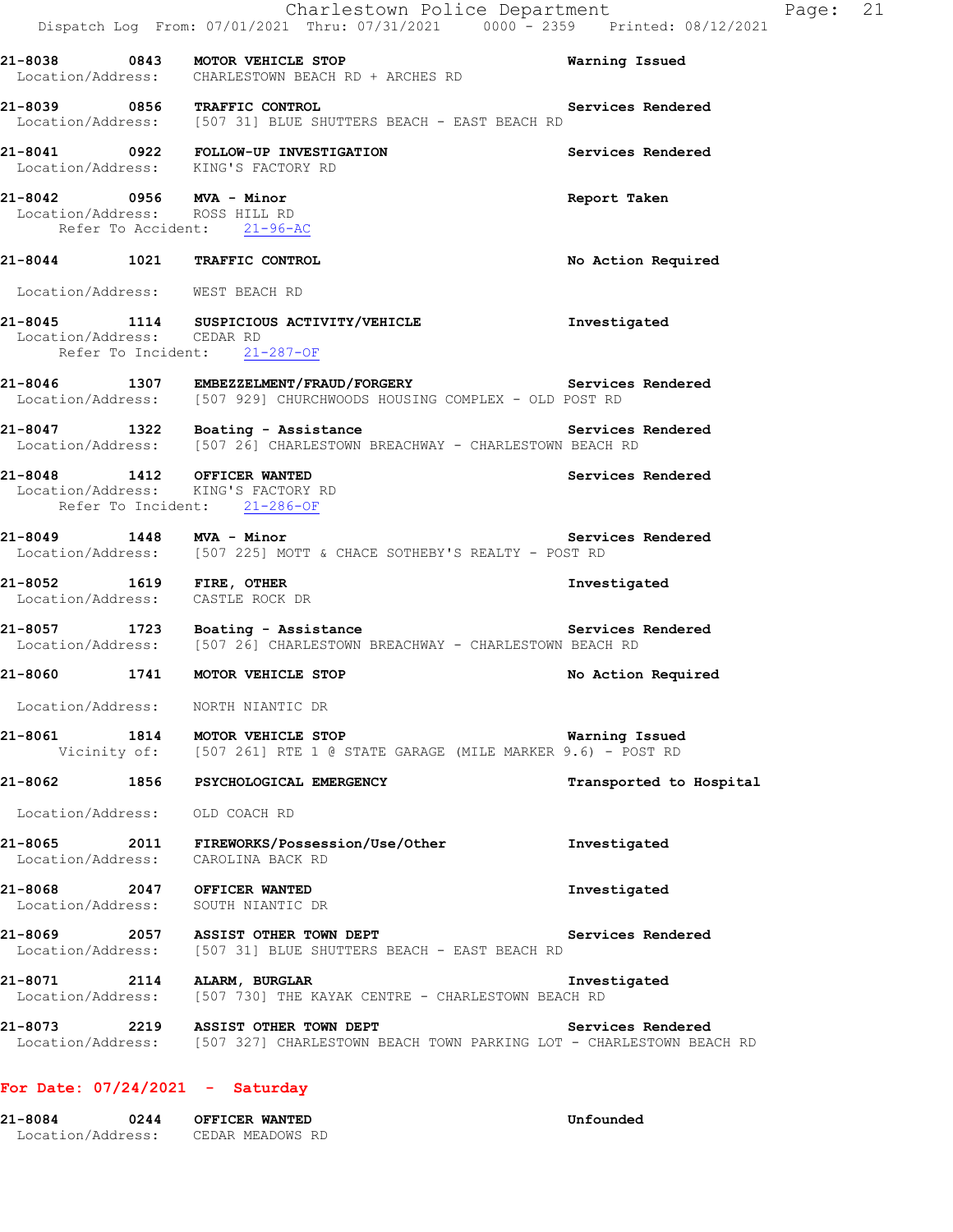**21-8038 0843 MOTOR VEHICLE STOP** — Warning Issued
Location/Address: CHARLESTOWN BEACH RD + ARCHES RD

**21-8039 0856 TRAFFIC CONTROL** — Services Rendered
Location/Address: [507 31] BLUE SHUTTERS BEACH - EAST BEACH RD

**21-8041 0922 FOLLOW-UP INVESTIGATION** — Services Rendered
Location/Address: KING'S FACTORY RD

**21-8042 0956 MVA - Minor** — Report Taken
Location/Address: ROSS HILL RD
Refer To Accident: 21-96-AC

**21-8044 1021 TRAFFIC CONTROL** — No Action Required
Location/Address: WEST BEACH RD

**21-8045 1114 SUSPICIOUS ACTIVITY/VEHICLE** — Investigated
Location/Address: CEDAR RD
Refer To Incident: 21-287-OF

**21-8046 1307 EMBEZZELMENT/FRAUD/FORGERY** — Services Rendered
Location/Address: [507 929] CHURCHWOODS HOUSING COMPLEX - OLD POST RD

**21-8047 1322 Boating - Assistance** — Services Rendered
Location/Address: [507 26] CHARLESTOWN BREACHWAY - CHARLESTOWN BEACH RD

**21-8048 1412 OFFICER WANTED** — Services Rendered
Location/Address: KING'S FACTORY RD
Refer To Incident: 21-286-OF

**21-8049 1448 MVA - Minor** — Services Rendered
Location/Address: [507 225] MOTT & CHACE SOTHEBY'S REALTY - POST RD

**21-8052 1619 FIRE, OTHER** — Investigated
Location/Address: CASTLE ROCK DR

**21-8057 1723 Boating - Assistance** — Services Rendered
Location/Address: [507 26] CHARLESTOWN BREACHWAY - CHARLESTOWN BEACH RD

**21-8060 1741 MOTOR VEHICLE STOP** — No Action Required
Location/Address: NORTH NIANTIC DR

**21-8061 1814 MOTOR VEHICLE STOP** — Warning Issued
Vicinity of: [507 261] RTE 1 @ STATE GARAGE (MILE MARKER 9.6) - POST RD

**21-8062 1856 PSYCHOLOGICAL EMERGENCY** — Transported to Hospital
Location/Address: OLD COACH RD

**21-8065 2011 FIREWORKS/Possession/Use/Other** — Investigated
Location/Address: CAROLINA BACK RD

**21-8068 2047 OFFICER WANTED** — Investigated
Location/Address: SOUTH NIANTIC DR

**21-8069 2057 ASSIST OTHER TOWN DEPT** — Services Rendered
Location/Address: [507 31] BLUE SHUTTERS BEACH - EAST BEACH RD

**21-8071 2114 ALARM, BURGLAR** — Investigated
Location/Address: [507 730] THE KAYAK CENTRE - CHARLESTOWN BEACH RD

**21-8073 2219 ASSIST OTHER TOWN DEPT** — Services Rendered
Location/Address: [507 327] CHARLESTOWN BEACH TOWN PARKING LOT - CHARLESTOWN BEACH RD

## For Date: 07/24/2021 - Saturday

**21-8084 0244 OFFICER WANTED** — Unfounded
Location/Address: CEDAR MEADOWS RD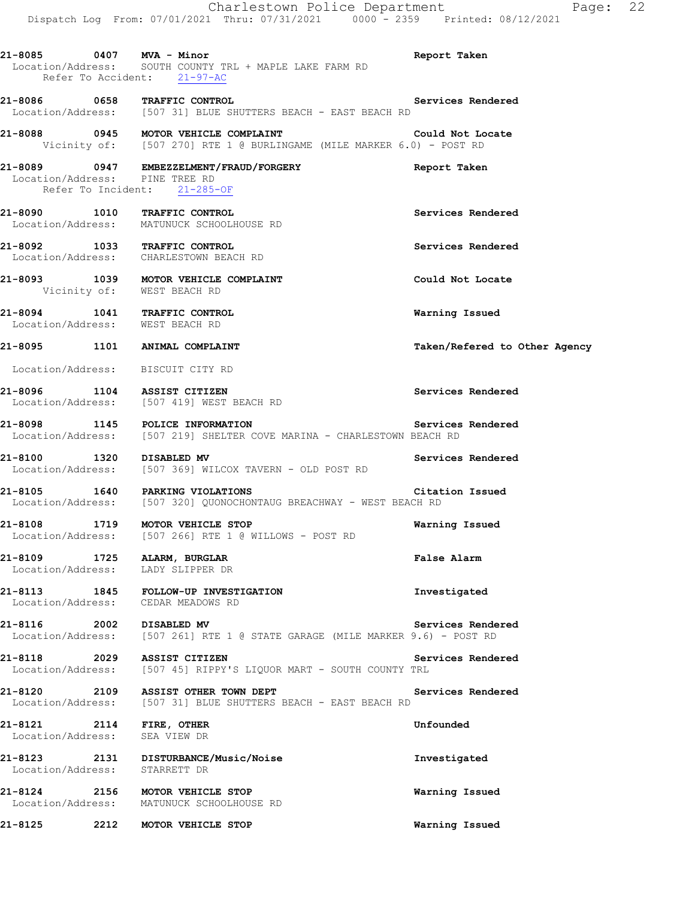21-8085 0407 **MVA - Minor** Report Taken
Location/Address: SOUTH COUNTY TRL + MAPLE LAKE FARM RD
Refer To Accident: 21-97-AC

21-8086 0658 **TRAFFIC CONTROL** Services Rendered
Location/Address: [507 31] BLUE SHUTTERS BEACH - EAST BEACH RD

21-8088 0945 **MOTOR VEHICLE COMPLAINT** Could Not Locate
Vicinity of: [507 270] RTE 1 @ BURLINGAME (MILE MARKER 6.0) - POST RD

21-8089 0947 **EMBEZZELMENT/FRAUD/FORGERY** Report Taken
Location/Address: PINE TREE RD
Refer To Incident: 21-285-OF

21-8090 1010 **TRAFFIC CONTROL** Services Rendered
Location/Address: MATUNUCK SCHOOLHOUSE RD

21-8092 1033 **TRAFFIC CONTROL** Services Rendered
Location/Address: CHARLESTOWN BEACH RD

21-8093 1039 **MOTOR VEHICLE COMPLAINT** Could Not Locate
Vicinity of: WEST BEACH RD

21-8094 1041 **TRAFFIC CONTROL** Warning Issued
Location/Address: WEST BEACH RD

21-8095 1101 **ANIMAL COMPLAINT** Taken/Refered to Other Agency
Location/Address: BISCUIT CITY RD

21-8096 1104 **ASSIST CITIZEN** Services Rendered
Location/Address: [507 419] WEST BEACH RD

21-8098 1145 **POLICE INFORMATION** Services Rendered
Location/Address: [507 219] SHELTER COVE MARINA - CHARLESTOWN BEACH RD

21-8100 1320 **DISABLED MV** Services Rendered
Location/Address: [507 369] WILCOX TAVERN - OLD POST RD

21-8105 1640 **PARKING VIOLATIONS** Citation Issued
Location/Address: [507 320] QUONOCHONTAUG BREACHWAY - WEST BEACH RD

21-8108 1719 **MOTOR VEHICLE STOP** Warning Issued
Location/Address: [507 266] RTE 1 @ WILLOWS - POST RD

21-8109 1725 **ALARM, BURGLAR** False Alarm
Location/Address: LADY SLIPPER DR

21-8113 1845 **FOLLOW-UP INVESTIGATION** Investigated
Location/Address: CEDAR MEADOWS RD

21-8116 2002 **DISABLED MV** Services Rendered
Location/Address: [507 261] RTE 1 @ STATE GARAGE (MILE MARKER 9.6) - POST RD

21-8118 2029 **ASSIST CITIZEN** Services Rendered
Location/Address: [507 45] RIPPY'S LIQUOR MART - SOUTH COUNTY TRL

21-8120 2109 **ASSIST OTHER TOWN DEPT** Services Rendered
Location/Address: [507 31] BLUE SHUTTERS BEACH - EAST BEACH RD

21-8121 2114 **FIRE, OTHER** Unfounded
Location/Address: SEA VIEW DR

21-8123 2131 **DISTURBANCE/Music/Noise** Investigated
Location/Address: STARRETT DR

21-8124 2156 **MOTOR VEHICLE STOP** Warning Issued
Location/Address: MATUNUCK SCHOOLHOUSE RD

21-8125 2212 **MOTOR VEHICLE STOP** Warning Issued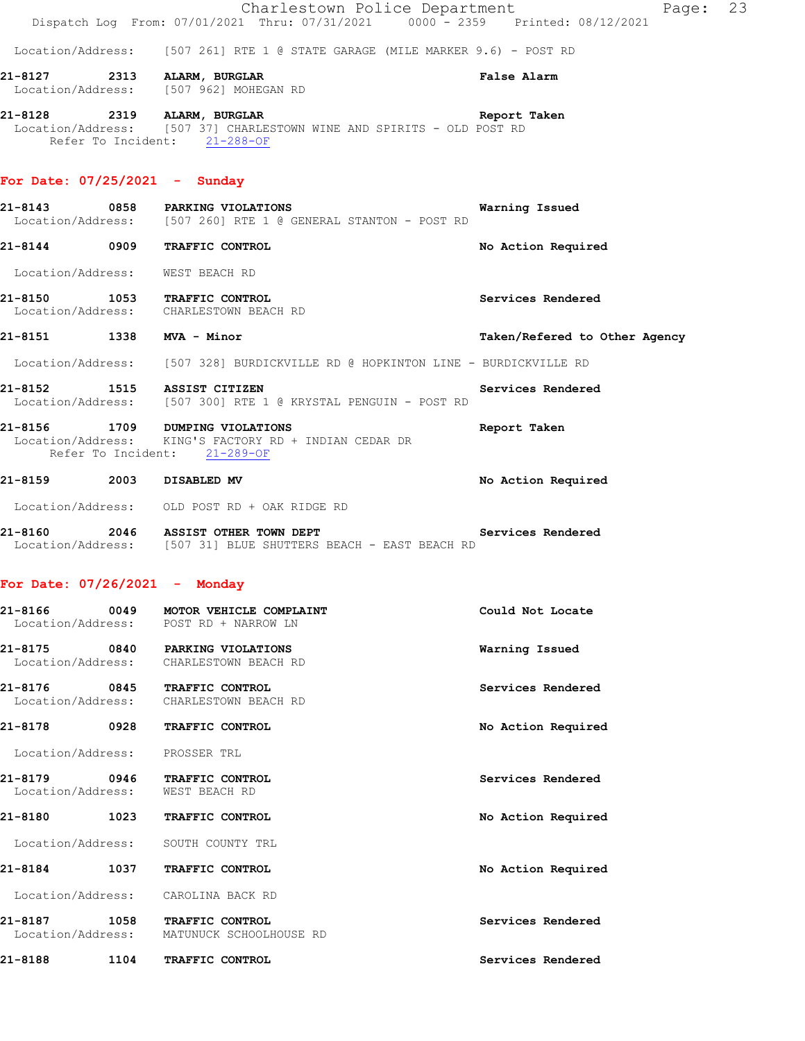Location/Address: [507 261] RTE 1 @ STATE GARAGE (MILE MARKER 9.6) - POST RD

**21-8127 2313 ALARM, BURGLAR** — **False Alarm**
Location/Address: [507 962] MOHEGAN RD

**21-8128 2319 ALARM, BURGLAR** — **Report Taken**
Location/Address: [507 37] CHARLESTOWN WINE AND SPIRITS - OLD POST RD
Refer To Incident: 21-288-OF

## For Date: 07/25/2021 - Sunday

**21-8143 0858 PARKING VIOLATIONS** — **Warning Issued**
Location/Address: [507 260] RTE 1 @ GENERAL STANTON - POST RD

**21-8144 0909 TRAFFIC CONTROL** — **No Action Required**
Location/Address: WEST BEACH RD

**21-8150 1053 TRAFFIC CONTROL** — **Services Rendered**
Location/Address: CHARLESTOWN BEACH RD

**21-8151 1338 MVA - Minor** — **Taken/Refered to Other Agency**
Location/Address: [507 328] BURDICKVILLE RD @ HOPKINTON LINE - BURDICKVILLE RD

**21-8152 1515 ASSIST CITIZEN** — **Services Rendered**
Location/Address: [507 300] RTE 1 @ KRYSTAL PENGUIN - POST RD

**21-8156 1709 DUMPING VIOLATIONS** — **Report Taken**
Location/Address: KING'S FACTORY RD + INDIAN CEDAR DR
Refer To Incident: 21-289-OF

**21-8159 2003 DISABLED MV** — **No Action Required**
Location/Address: OLD POST RD + OAK RIDGE RD

**21-8160 2046 ASSIST OTHER TOWN DEPT** — **Services Rendered**
Location/Address: [507 31] BLUE SHUTTERS BEACH - EAST BEACH RD

## For Date: 07/26/2021 - Monday

**21-8166 0049 MOTOR VEHICLE COMPLAINT** — **Could Not Locate**
Location/Address: POST RD + NARROW LN

**21-8175 0840 PARKING VIOLATIONS** — **Warning Issued**
Location/Address: CHARLESTOWN BEACH RD

**21-8176 0845 TRAFFIC CONTROL** — **Services Rendered**
Location/Address: CHARLESTOWN BEACH RD

**21-8178 0928 TRAFFIC CONTROL** — **No Action Required**
Location/Address: PROSSER TRL

**21-8179 0946 TRAFFIC CONTROL** — **Services Rendered**
Location/Address: WEST BEACH RD

**21-8180 1023 TRAFFIC CONTROL** — **No Action Required**
Location/Address: SOUTH COUNTY TRL

**21-8184 1037 TRAFFIC CONTROL** — **No Action Required**
Location/Address: CAROLINA BACK RD

**21-8187 1058 TRAFFIC CONTROL** — **Services Rendered**
Location/Address: MATUNUCK SCHOOLHOUSE RD

**21-8188 1104 TRAFFIC CONTROL** — **Services Rendered**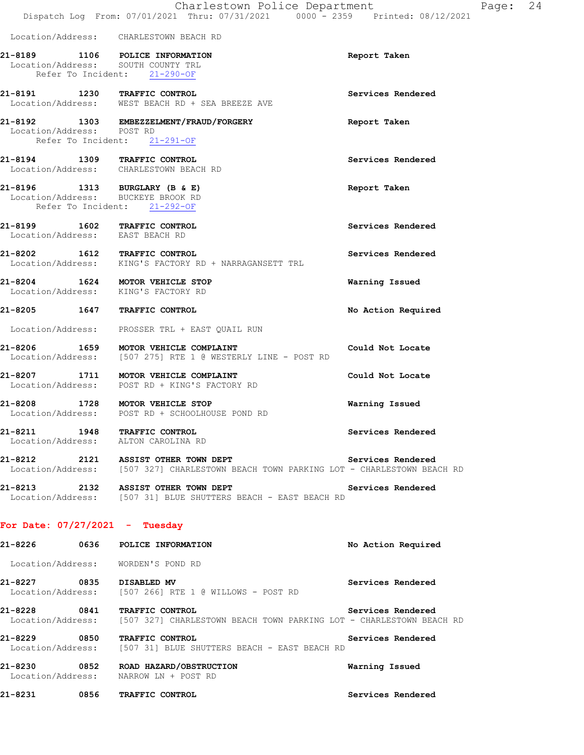Location/Address: CHARLESTOWN BEACH RD

**21-8189** 1106 **POLICE INFORMATION** Report Taken
Location/Address: SOUTH COUNTY TRL
Refer To Incident: 21-290-OF

**21-8191** 1230 **TRAFFIC CONTROL** Services Rendered
Location/Address: WEST BEACH RD + SEA BREEZE AVE

**21-8192** 1303 **EMBEZZELMENT/FRAUD/FORGERY** Report Taken
Location/Address: POST RD
Refer To Incident: 21-291-OF

**21-8194** 1309 **TRAFFIC CONTROL** Services Rendered
Location/Address: CHARLESTOWN BEACH RD

**21-8196** 1313 **BURGLARY (B & E)** Report Taken
Location/Address: BUCKEYE BROOK RD
Refer To Incident: 21-292-OF

**21-8199** 1602 **TRAFFIC CONTROL** Services Rendered
Location/Address: EAST BEACH RD

**21-8202** 1612 **TRAFFIC CONTROL** Services Rendered
Location/Address: KING'S FACTORY RD + NARRAGANSETT TRL

**21-8204** 1624 **MOTOR VEHICLE STOP** Warning Issued
Location/Address: KING'S FACTORY RD

**21-8205** 1647 **TRAFFIC CONTROL** No Action Required
Location/Address: PROSSER TRL + EAST QUAIL RUN

**21-8206** 1659 **MOTOR VEHICLE COMPLAINT** Could Not Locate
Location/Address: [507 275] RTE 1 @ WESTERLY LINE - POST RD

**21-8207** 1711 **MOTOR VEHICLE COMPLAINT** Could Not Locate
Location/Address: POST RD + KING'S FACTORY RD

**21-8208** 1728 **MOTOR VEHICLE STOP** Warning Issued
Location/Address: POST RD + SCHOOLHOUSE POND RD

**21-8211** 1948 **TRAFFIC CONTROL** Services Rendered
Location/Address: ALTON CAROLINA RD

**21-8212** 2121 **ASSIST OTHER TOWN DEPT** Services Rendered
Location/Address: [507 327] CHARLESTOWN BEACH TOWN PARKING LOT - CHARLESTOWN BEACH RD

**21-8213** 2132 **ASSIST OTHER TOWN DEPT** Services Rendered
Location/Address: [507 31] BLUE SHUTTERS BEACH - EAST BEACH RD

## For Date: 07/27/2021 - Tuesday

**21-8226** 0636 **POLICE INFORMATION** No Action Required
Location/Address: WORDEN'S POND RD

**21-8227** 0835 **DISABLED MV** Services Rendered
Location/Address: [507 266] RTE 1 @ WILLOWS - POST RD

**21-8228** 0841 **TRAFFIC CONTROL** Services Rendered
Location/Address: [507 327] CHARLESTOWN BEACH TOWN PARKING LOT - CHARLESTOWN BEACH RD

**21-8229** 0850 **TRAFFIC CONTROL** Services Rendered
Location/Address: [507 31] BLUE SHUTTERS BEACH - EAST BEACH RD

**21-8230** 0852 **ROAD HAZARD/OBSTRUCTION** Warning Issued
Location/Address: NARROW LN + POST RD

**21-8231** 0856 **TRAFFIC CONTROL** Services Rendered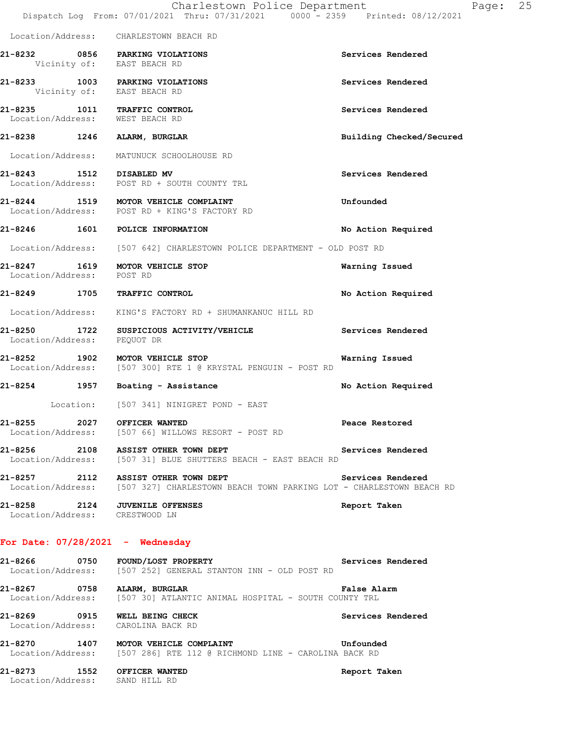Location/Address: CHARLESTOWN BEACH RD

**21-8232 0856 PARKING VIOLATIONS** Services Rendered
Vicinity of: EAST BEACH RD

**21-8233 1003 PARKING VIOLATIONS** Services Rendered
Vicinity of: EAST BEACH RD

**21-8235 1011 TRAFFIC CONTROL** Services Rendered
Location/Address: WEST BEACH RD

**21-8238 1246 ALARM, BURGLAR** Building Checked/Secured
Location/Address: MATUNUCK SCHOOLHOUSE RD

**21-8243 1512 DISABLED MV** Services Rendered
Location/Address: POST RD + SOUTH COUNTY TRL

**21-8244 1519 MOTOR VEHICLE COMPLAINT** Unfounded
Location/Address: POST RD + KING'S FACTORY RD

**21-8246 1601 POLICE INFORMATION** No Action Required
Location/Address: [507 642] CHARLESTOWN POLICE DEPARTMENT - OLD POST RD

**21-8247 1619 MOTOR VEHICLE STOP** Warning Issued
Location/Address: POST RD

**21-8249 1705 TRAFFIC CONTROL** No Action Required
Location/Address: KING'S FACTORY RD + SHUMANKANUC HILL RD

**21-8250 1722 SUSPICIOUS ACTIVITY/VEHICLE** Services Rendered
Location/Address: PEQUOT DR

**21-8252 1902 MOTOR VEHICLE STOP** Warning Issued
Location/Address: [507 300] RTE 1 @ KRYSTAL PENGUIN - POST RD

**21-8254 1957 Boating - Assistance** No Action Required
Location: [507 341] NINIGRET POND - EAST

**21-8255 2027 OFFICER WANTED** Peace Restored
Location/Address: [507 66] WILLOWS RESORT - POST RD

**21-8256 2108 ASSIST OTHER TOWN DEPT** Services Rendered
Location/Address: [507 31] BLUE SHUTTERS BEACH - EAST BEACH RD

**21-8257 2112 ASSIST OTHER TOWN DEPT** Services Rendered
Location/Address: [507 327] CHARLESTOWN BEACH TOWN PARKING LOT - CHARLESTOWN BEACH RD

**21-8258 2124 JUVENILE OFFENSES** Report Taken
Location/Address: CRESTWOOD LN

## For Date: 07/28/2021 - Wednesday

**21-8266 0750 FOUND/LOST PROPERTY** Services Rendered
Location/Address: [507 252] GENERAL STANTON INN - OLD POST RD

**21-8267 0758 ALARM, BURGLAR** False Alarm
Location/Address: [507 30] ATLANTIC ANIMAL HOSPITAL - SOUTH COUNTY TRL

**21-8269 0915 WELL BEING CHECK** Services Rendered
Location/Address: CAROLINA BACK RD

**21-8270 1407 MOTOR VEHICLE COMPLAINT** Unfounded
Location/Address: [507 286] RTE 112 @ RICHMOND LINE - CAROLINA BACK RD

**21-8273 1552 OFFICER WANTED** Report Taken
Location/Address: SAND HILL RD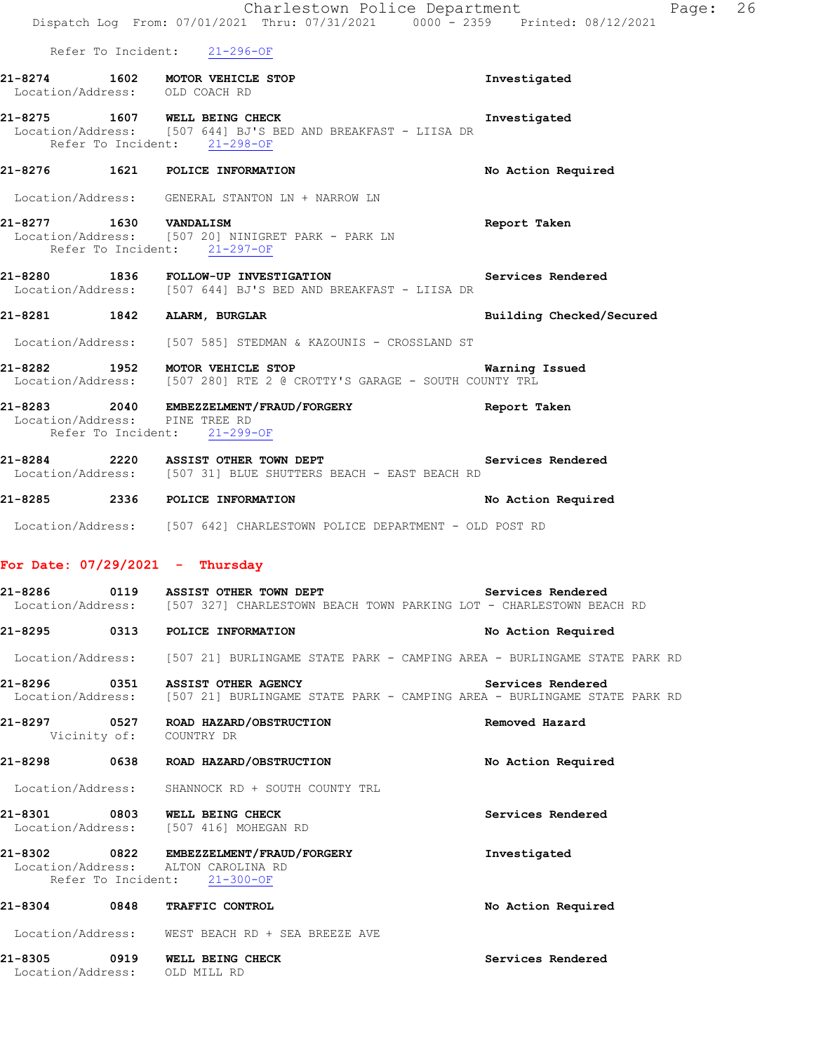Refer To Incident: 21-296-OF

**21-8274** 1602 **MOTOR VEHICLE STOP** **Investigated**
Location/Address: OLD COACH RD

**21-8275** 1607 **WELL BEING CHECK** **Investigated**
Location/Address: [507 644] BJ'S BED AND BREAKFAST - LIISA DR
Refer To Incident: 21-298-OF

**21-8276** 1621 **POLICE INFORMATION** **No Action Required**
Location/Address: GENERAL STANTON LN + NARROW LN

**21-8277** 1630 **VANDALISM** **Report Taken**
Location/Address: [507 20] NINIGRET PARK - PARK LN
Refer To Incident: 21-297-OF

**21-8280** 1836 **FOLLOW-UP INVESTIGATION** **Services Rendered**
Location/Address: [507 644] BJ'S BED AND BREAKFAST - LIISA DR

**21-8281** 1842 **ALARM, BURGLAR** **Building Checked/Secured**
Location/Address: [507 585] STEDMAN & KAZOUNIS - CROSSLAND ST

**21-8282** 1952 **MOTOR VEHICLE STOP** **Warning Issued**
Location/Address: [507 280] RTE 2 @ CROTTY'S GARAGE - SOUTH COUNTY TRL

**21-8283** 2040 **EMBEZZELMENT/FRAUD/FORGERY** **Report Taken**
Location/Address: PINE TREE RD
Refer To Incident: 21-299-OF

**21-8284** 2220 **ASSIST OTHER TOWN DEPT** **Services Rendered**
Location/Address: [507 31] BLUE SHUTTERS BEACH - EAST BEACH RD

**21-8285** 2336 **POLICE INFORMATION** **No Action Required**
Location/Address: [507 642] CHARLESTOWN POLICE DEPARTMENT - OLD POST RD

## For Date: 07/29/2021 - Thursday

**21-8286** 0119 **ASSIST OTHER TOWN DEPT** **Services Rendered**
Location/Address: [507 327] CHARLESTOWN BEACH TOWN PARKING LOT - CHARLESTOWN BEACH RD

**21-8295** 0313 **POLICE INFORMATION** **No Action Required**
Location/Address: [507 21] BURLINGAME STATE PARK - CAMPING AREA - BURLINGAME STATE PARK RD

**21-8296** 0351 **ASSIST OTHER AGENCY** **Services Rendered**
Location/Address: [507 21] BURLINGAME STATE PARK - CAMPING AREA - BURLINGAME STATE PARK RD

**21-8297** 0527 **ROAD HAZARD/OBSTRUCTION** **Removed Hazard**
Vicinity of: COUNTRY DR

**21-8298** 0638 **ROAD HAZARD/OBSTRUCTION** **No Action Required**
Location/Address: SHANNOCK RD + SOUTH COUNTY TRL

**21-8301** 0803 **WELL BEING CHECK** **Services Rendered**
Location/Address: [507 416] MOHEGAN RD

**21-8302** 0822 **EMBEZZELMENT/FRAUD/FORGERY** **Investigated**
Location/Address: ALTON CAROLINA RD
Refer To Incident: 21-300-OF

**21-8304** 0848 **TRAFFIC CONTROL** **No Action Required**
Location/Address: WEST BEACH RD + SEA BREEZE AVE

**21-8305** 0919 **WELL BEING CHECK** **Services Rendered**
Location/Address: OLD MILL RD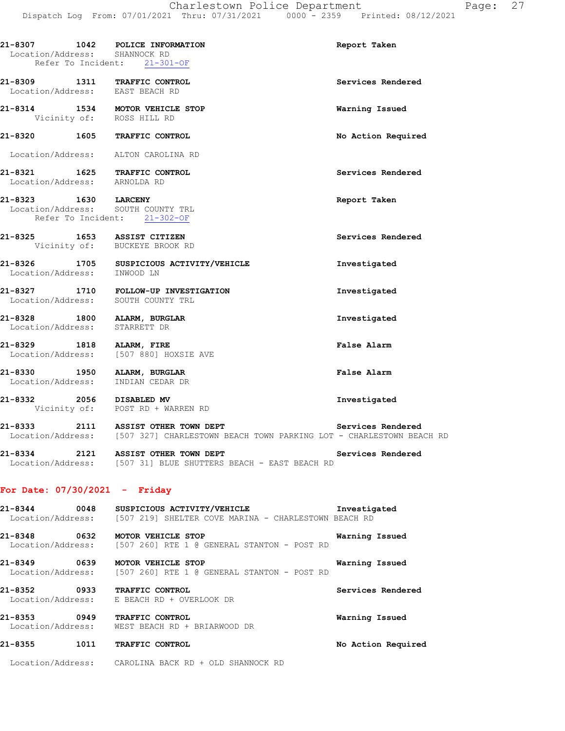21-8307 1042 POLICE INFORMATION Report Taken
Location/Address: SHANNOCK RD
Refer To Incident: 21-301-OF

21-8309 1311 TRAFFIC CONTROL Services Rendered
Location/Address: EAST BEACH RD

21-8314 1534 MOTOR VEHICLE STOP Warning Issued
Vicinity of: ROSS HILL RD

21-8320 1605 TRAFFIC CONTROL No Action Required
Location/Address: ALTON CAROLINA RD

21-8321 1625 TRAFFIC CONTROL Services Rendered
Location/Address: ARNOLDA RD

21-8323 1630 LARCENY Report Taken
Location/Address: SOUTH COUNTY TRL
Refer To Incident: 21-302-OF

21-8325 1653 ASSIST CITIZEN Services Rendered
Vicinity of: BUCKEYE BROOK RD

21-8326 1705 SUSPICIOUS ACTIVITY/VEHICLE Investigated
Location/Address: INWOOD LN

21-8327 1710 FOLLOW-UP INVESTIGATION Investigated
Location/Address: SOUTH COUNTY TRL

21-8328 1800 ALARM, BURGLAR Investigated
Location/Address: STARRETT DR

21-8329 1818 ALARM, FIRE False Alarm
Location/Address: [507 880] HOXSIE AVE

21-8330 1950 ALARM, BURGLAR False Alarm
Location/Address: INDIAN CEDAR DR

21-8332 2056 DISABLED MV Investigated
Vicinity of: POST RD + WARREN RD

21-8333 2111 ASSIST OTHER TOWN DEPT Services Rendered
Location/Address: [507 327] CHARLESTOWN BEACH TOWN PARKING LOT - CHARLESTOWN BEACH RD

21-8334 2121 ASSIST OTHER TOWN DEPT Services Rendered
Location/Address: [507 31] BLUE SHUTTERS BEACH - EAST BEACH RD

**For Date: 07/30/2021 - Friday**

21-8344 0048 SUSPICIOUS ACTIVITY/VEHICLE Investigated
Location/Address: [507 219] SHELTER COVE MARINA - CHARLESTOWN BEACH RD

21-8348 0632 MOTOR VEHICLE STOP Warning Issued
Location/Address: [507 260] RTE 1 @ GENERAL STANTON - POST RD

21-8349 0639 MOTOR VEHICLE STOP Warning Issued
Location/Address: [507 260] RTE 1 @ GENERAL STANTON - POST RD

21-8352 0933 TRAFFIC CONTROL Services Rendered
Location/Address: E BEACH RD + OVERLOOK DR

21-8353 0949 TRAFFIC CONTROL Warning Issued
Location/Address: WEST BEACH RD + BRIARWOOD DR

21-8355 1011 TRAFFIC CONTROL No Action Required
Location/Address: CAROLINA BACK RD + OLD SHANNOCK RD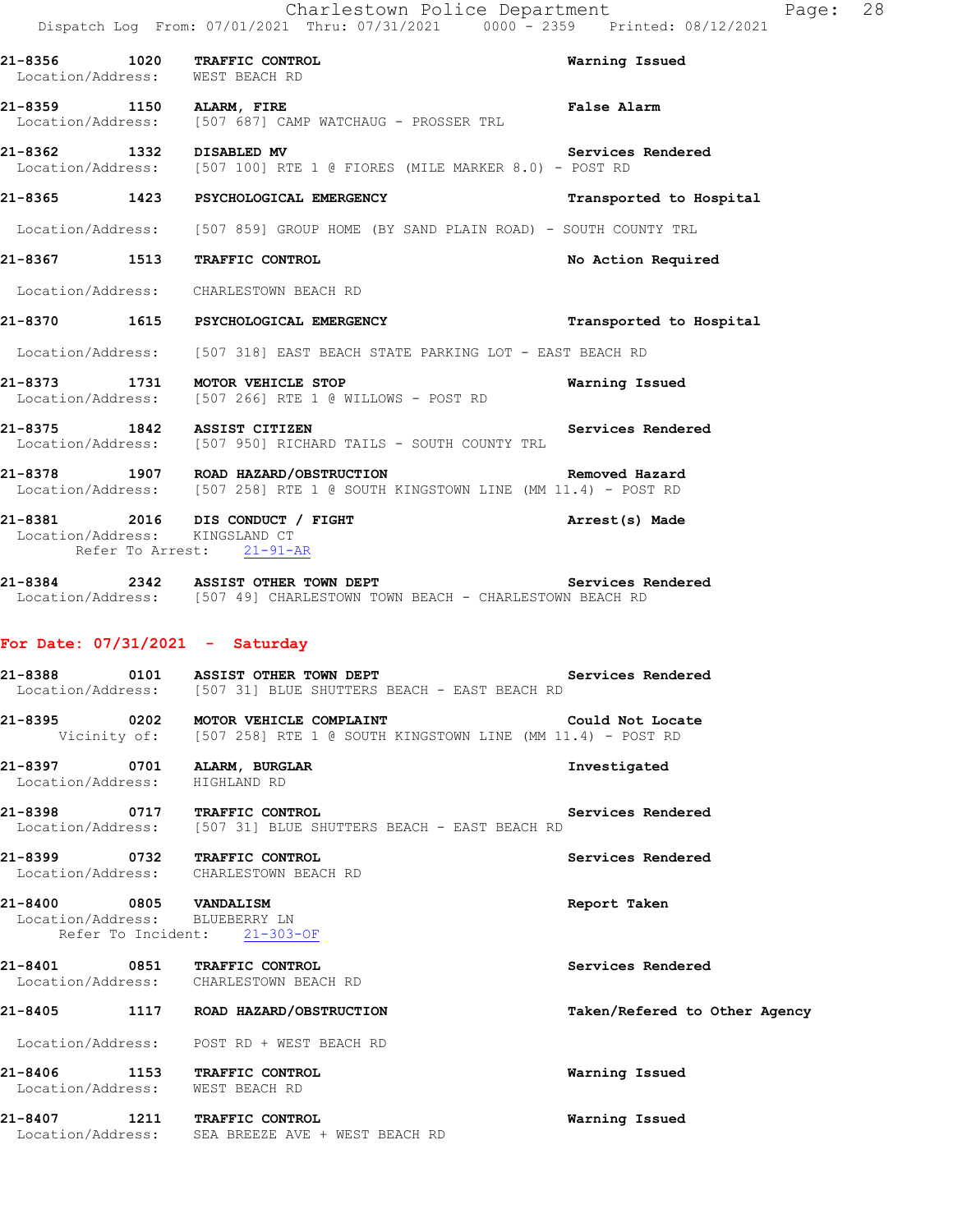21-8356 1020 TRAFFIC CONTROL Warning Issued
Location/Address: WEST BEACH RD

21-8359 1150 ALARM, FIRE False Alarm
Location/Address: [507 687] CAMP WATCHAUG - PROSSER TRL

21-8362 1332 DISABLED MV Services Rendered
Location/Address: [507 100] RTE 1 @ FIORES (MILE MARKER 8.0) - POST RD

21-8365 1423 PSYCHOLOGICAL EMERGENCY Transported to Hospital
Location/Address: [507 859] GROUP HOME (BY SAND PLAIN ROAD) - SOUTH COUNTY TRL

21-8367 1513 TRAFFIC CONTROL No Action Required
Location/Address: CHARLESTOWN BEACH RD

21-8370 1615 PSYCHOLOGICAL EMERGENCY Transported to Hospital
Location/Address: [507 318] EAST BEACH STATE PARKING LOT - EAST BEACH RD

21-8373 1731 MOTOR VEHICLE STOP Warning Issued
Location/Address: [507 266] RTE 1 @ WILLOWS - POST RD

21-8375 1842 ASSIST CITIZEN Services Rendered
Location/Address: [507 950] RICHARD TAILS - SOUTH COUNTY TRL

21-8378 1907 ROAD HAZARD/OBSTRUCTION Removed Hazard
Location/Address: [507 258] RTE 1 @ SOUTH KINGSTOWN LINE (MM 11.4) - POST RD

21-8381 2016 DIS CONDUCT / FIGHT Arrest(s) Made
Location/Address: KINGSLAND CT
Refer To Arrest: 21-91-AR

21-8384 2342 ASSIST OTHER TOWN DEPT Services Rendered
Location/Address: [507 49] CHARLESTOWN TOWN BEACH - CHARLESTOWN BEACH RD

## For Date: 07/31/2021 - Saturday

21-8388 0101 ASSIST OTHER TOWN DEPT Services Rendered
Location/Address: [507 31] BLUE SHUTTERS BEACH - EAST BEACH RD

21-8395 0202 MOTOR VEHICLE COMPLAINT Could Not Locate
Vicinity of: [507 258] RTE 1 @ SOUTH KINGSTOWN LINE (MM 11.4) - POST RD

21-8397 0701 ALARM, BURGLAR Investigated
Location/Address: HIGHLAND RD

21-8398 0717 TRAFFIC CONTROL Services Rendered
Location/Address: [507 31] BLUE SHUTTERS BEACH - EAST BEACH RD

21-8399 0732 TRAFFIC CONTROL Services Rendered
Location/Address: CHARLESTOWN BEACH RD

21-8400 0805 VANDALISM Report Taken
Location/Address: BLUEBERRY LN
Refer To Incident: 21-303-OF

21-8401 0851 TRAFFIC CONTROL Services Rendered
Location/Address: CHARLESTOWN BEACH RD

21-8405 1117 ROAD HAZARD/OBSTRUCTION Taken/Refered to Other Agency
Location/Address: POST RD + WEST BEACH RD

21-8406 1153 TRAFFIC CONTROL Warning Issued
Location/Address: WEST BEACH RD

21-8407 1211 TRAFFIC CONTROL Warning Issued
Location/Address: SEA BREEZE AVE + WEST BEACH RD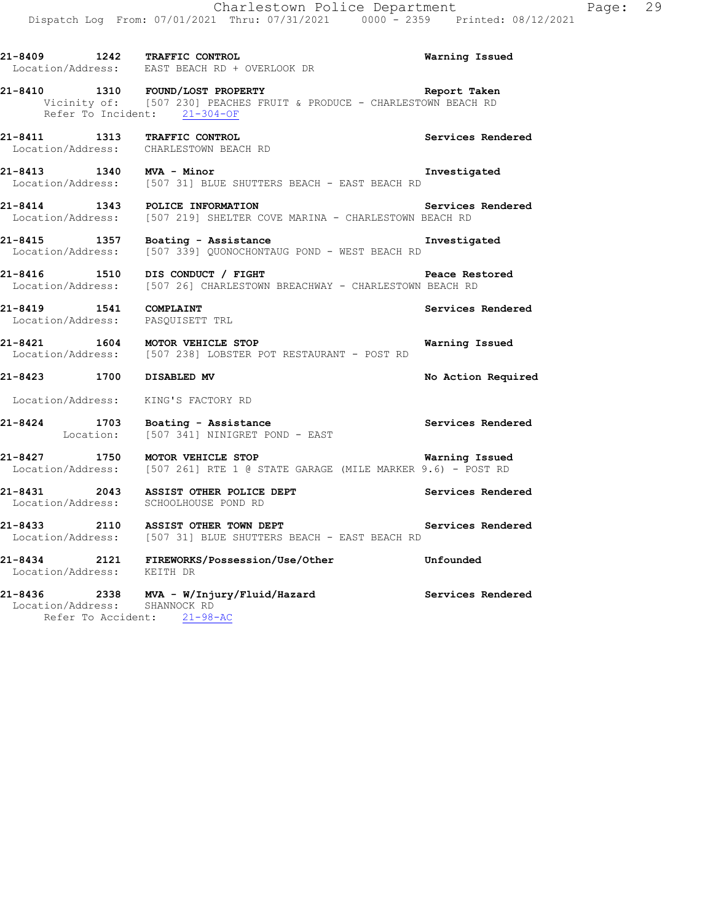**21-8409 1242 TRAFFIC CONTROL** **Warning Issued**
Location/Address: EAST BEACH RD + OVERLOOK DR

**21-8410 1310 FOUND/LOST PROPERTY** **Report Taken**
Vicinity of: [507 230] PEACHES FRUIT & PRODUCE - CHARLESTOWN BEACH RD
Refer To Incident: 21-304-OF

**21-8411 1313 TRAFFIC CONTROL** **Services Rendered**
Location/Address: CHARLESTOWN BEACH RD

**21-8413 1340 MVA - Minor** **Investigated**
Location/Address: [507 31] BLUE SHUTTERS BEACH - EAST BEACH RD

**21-8414 1343 POLICE INFORMATION** **Services Rendered**
Location/Address: [507 219] SHELTER COVE MARINA - CHARLESTOWN BEACH RD

**21-8415 1357 Boating - Assistance** **Investigated**
Location/Address: [507 339] QUONOCHONTAUG POND - WEST BEACH RD

**21-8416 1510 DIS CONDUCT / FIGHT** **Peace Restored**
Location/Address: [507 26] CHARLESTOWN BREACHWAY - CHARLESTOWN BEACH RD

**21-8419 1541 COMPLAINT** **Services Rendered**
Location/Address: PASQUISETT TRL

**21-8421 1604 MOTOR VEHICLE STOP** **Warning Issued**
Location/Address: [507 238] LOBSTER POT RESTAURANT - POST RD

**21-8423 1700 DISABLED MV** **No Action Required**
Location/Address: KING'S FACTORY RD

**21-8424 1703 Boating - Assistance** **Services Rendered**
Location: [507 341] NINIGRET POND - EAST

**21-8427 1750 MOTOR VEHICLE STOP** **Warning Issued**
Location/Address: [507 261] RTE 1 @ STATE GARAGE (MILE MARKER 9.6) - POST RD

**21-8431 2043 ASSIST OTHER POLICE DEPT** **Services Rendered**
Location/Address: SCHOOLHOUSE POND RD

**21-8433 2110 ASSIST OTHER TOWN DEPT** **Services Rendered**
Location/Address: [507 31] BLUE SHUTTERS BEACH - EAST BEACH RD

**21-8434 2121 FIREWORKS/Possession/Use/Other** **Unfounded**
Location/Address: KEITH DR

**21-8436 2338 MVA - W/Injury/Fluid/Hazard** **Services Rendered**
Location/Address: SHANNOCK RD
Refer To Accident: 21-98-AC